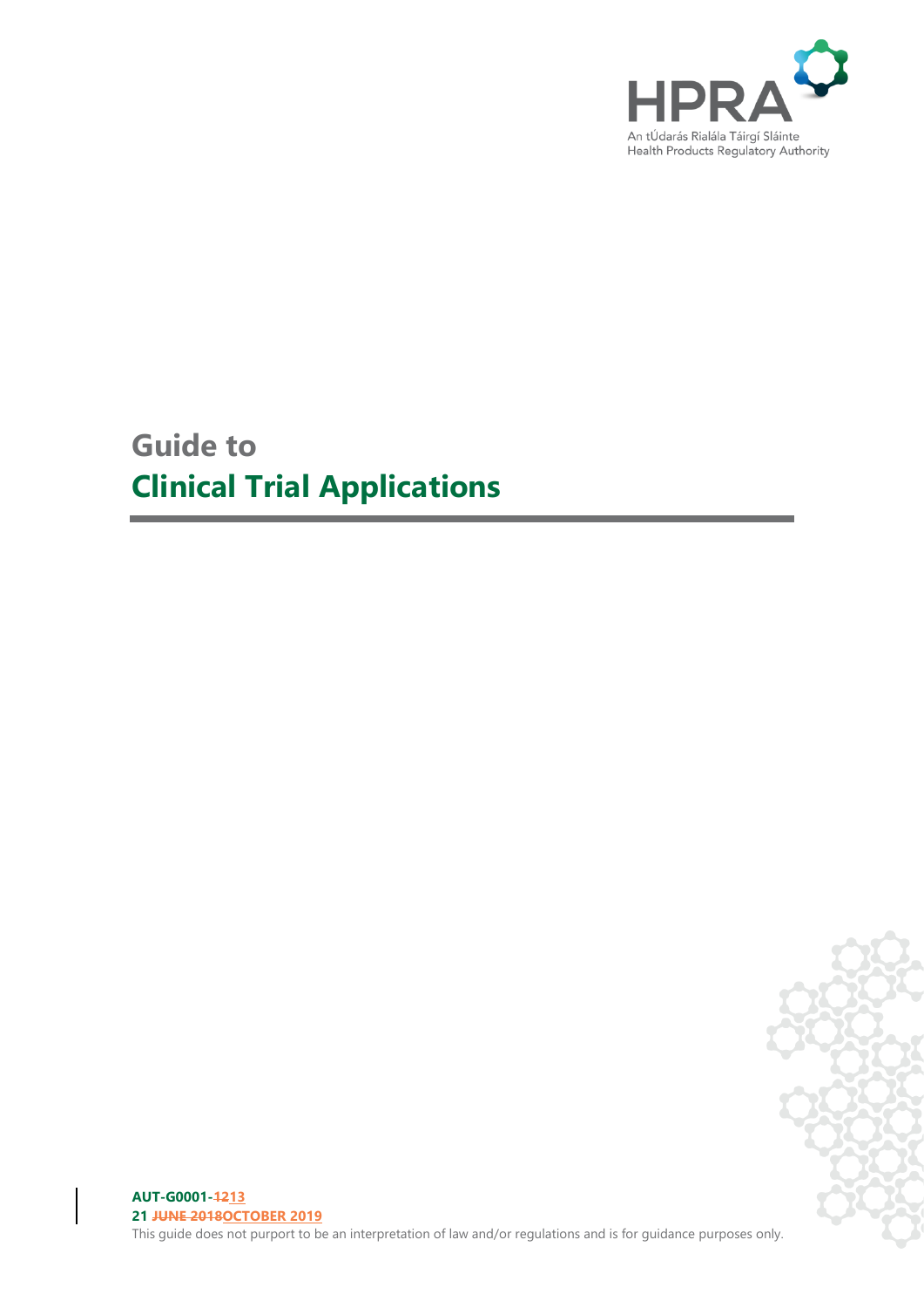HPRA

An tÚdarás Rialála Táirgí Sláinte
Health Products Regulatory Authority

# Guide to
# Clinical Trial Applications

**AUT-G0001-~~12~~13**
**21 ~~JUNE 2018~~OCTOBER 2019**

This guide does not purport to be an interpretation of law and/or regulations and is for guidance purposes only.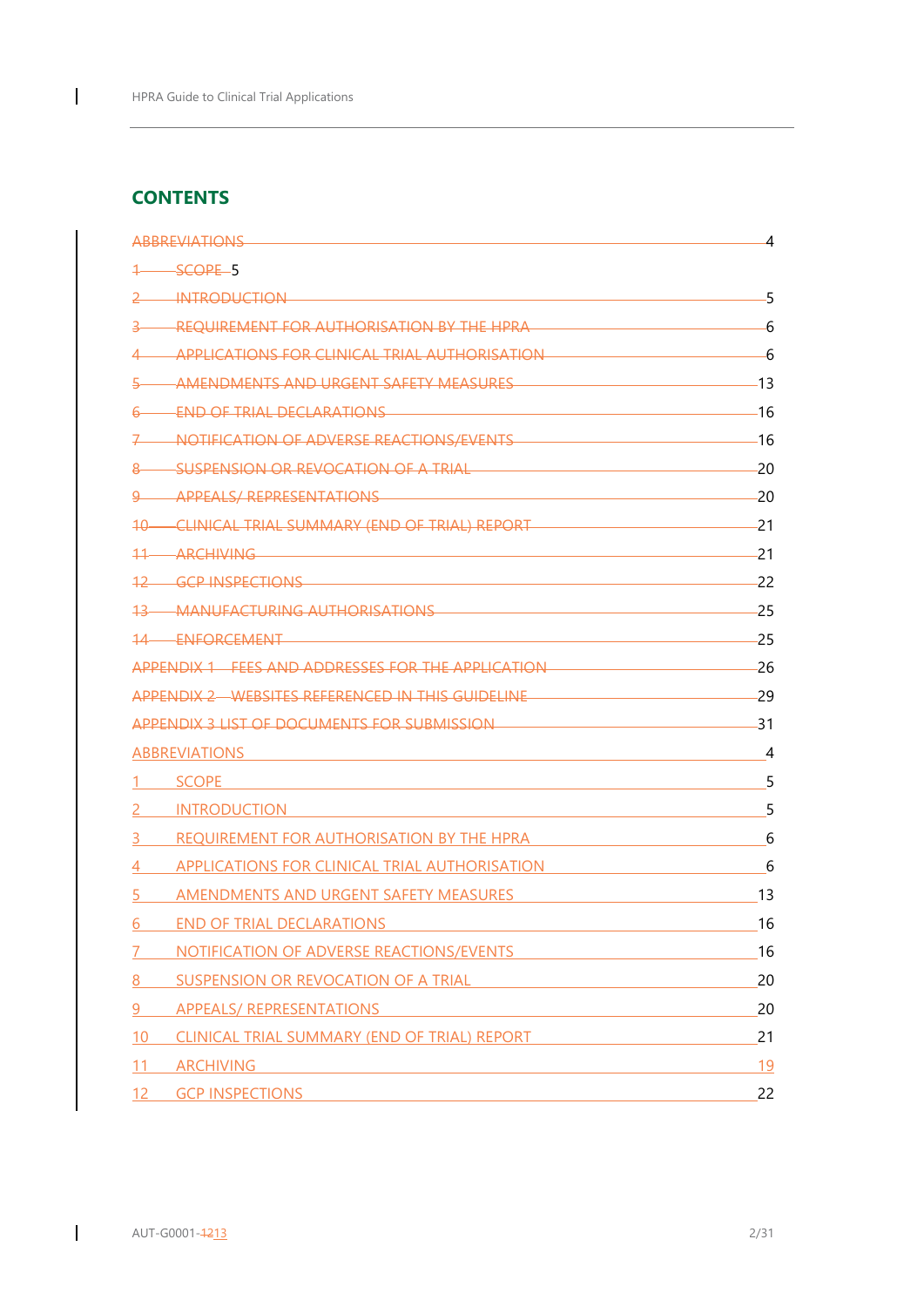## CONTENTS

~~ABBREVIATIONS 4~~

~~1 SCOPE 5~~

~~2 INTRODUCTION 5~~

~~3 REQUIREMENT FOR AUTHORISATION BY THE HPRA 6~~

~~4 APPLICATIONS FOR CLINICAL TRIAL AUTHORISATION 6~~

~~5 AMENDMENTS AND URGENT SAFETY MEASURES 13~~

~~6 END OF TRIAL DECLARATIONS 16~~

~~7 NOTIFICATION OF ADVERSE REACTIONS/EVENTS 16~~

~~8 SUSPENSION OR REVOCATION OF A TRIAL 20~~

~~9 APPEALS/ REPRESENTATIONS 20~~

~~10 CLINICAL TRIAL SUMMARY (END OF TRIAL) REPORT 21~~

~~11 ARCHIVING 21~~

~~12 GCP INSPECTIONS 22~~

~~13 MANUFACTURING AUTHORISATIONS 25~~

~~14 ENFORCEMENT 25~~

~~APPENDIX 1 FEES AND ADDRESSES FOR THE APPLICATION 26~~

~~APPENDIX 2 WEBSITES REFERENCED IN THIS GUIDELINE 29~~

~~APPENDIX 3 LIST OF DOCUMENTS FOR SUBMISSION 31~~

ABBREVIATIONS 4

1 SCOPE 5

2 INTRODUCTION 5

3 REQUIREMENT FOR AUTHORISATION BY THE HPRA 6

4 APPLICATIONS FOR CLINICAL TRIAL AUTHORISATION 6

5 AMENDMENTS AND URGENT SAFETY MEASURES 13

6 END OF TRIAL DECLARATIONS 16

7 NOTIFICATION OF ADVERSE REACTIONS/EVENTS 16

8 SUSPENSION OR REVOCATION OF A TRIAL 20

9 APPEALS/ REPRESENTATIONS 20

10 CLINICAL TRIAL SUMMARY (END OF TRIAL) REPORT 21

11 ARCHIVING 19

12 GCP INSPECTIONS 22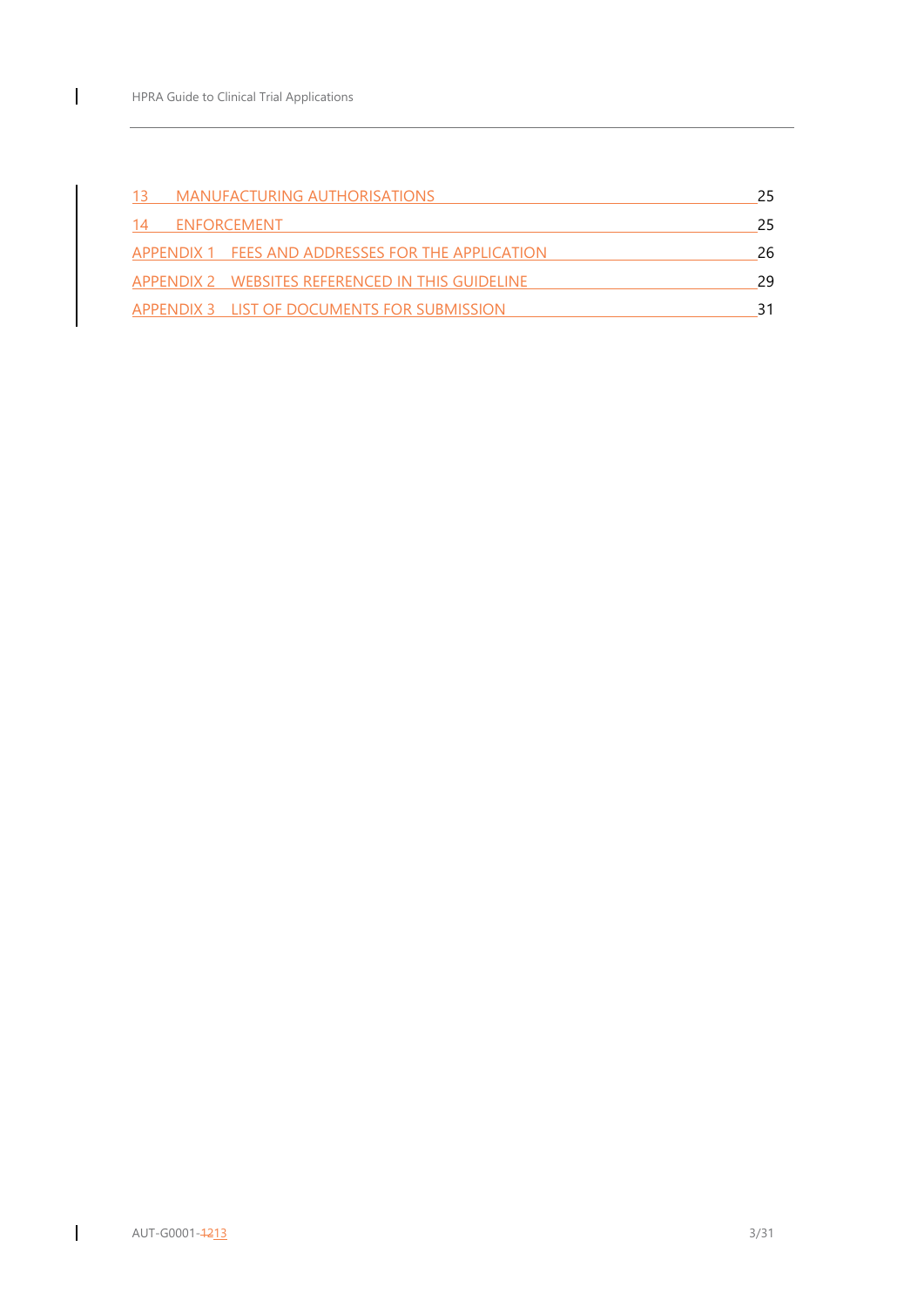13 MANUFACTURING AUTHORISATIONS 25

14 ENFORCEMENT 25

APPENDIX 1 FEES AND ADDRESSES FOR THE APPLICATION 26

APPENDIX 2 WEBSITES REFERENCED IN THIS GUIDELINE 29

APPENDIX 3 LIST OF DOCUMENTS FOR SUBMISSION 31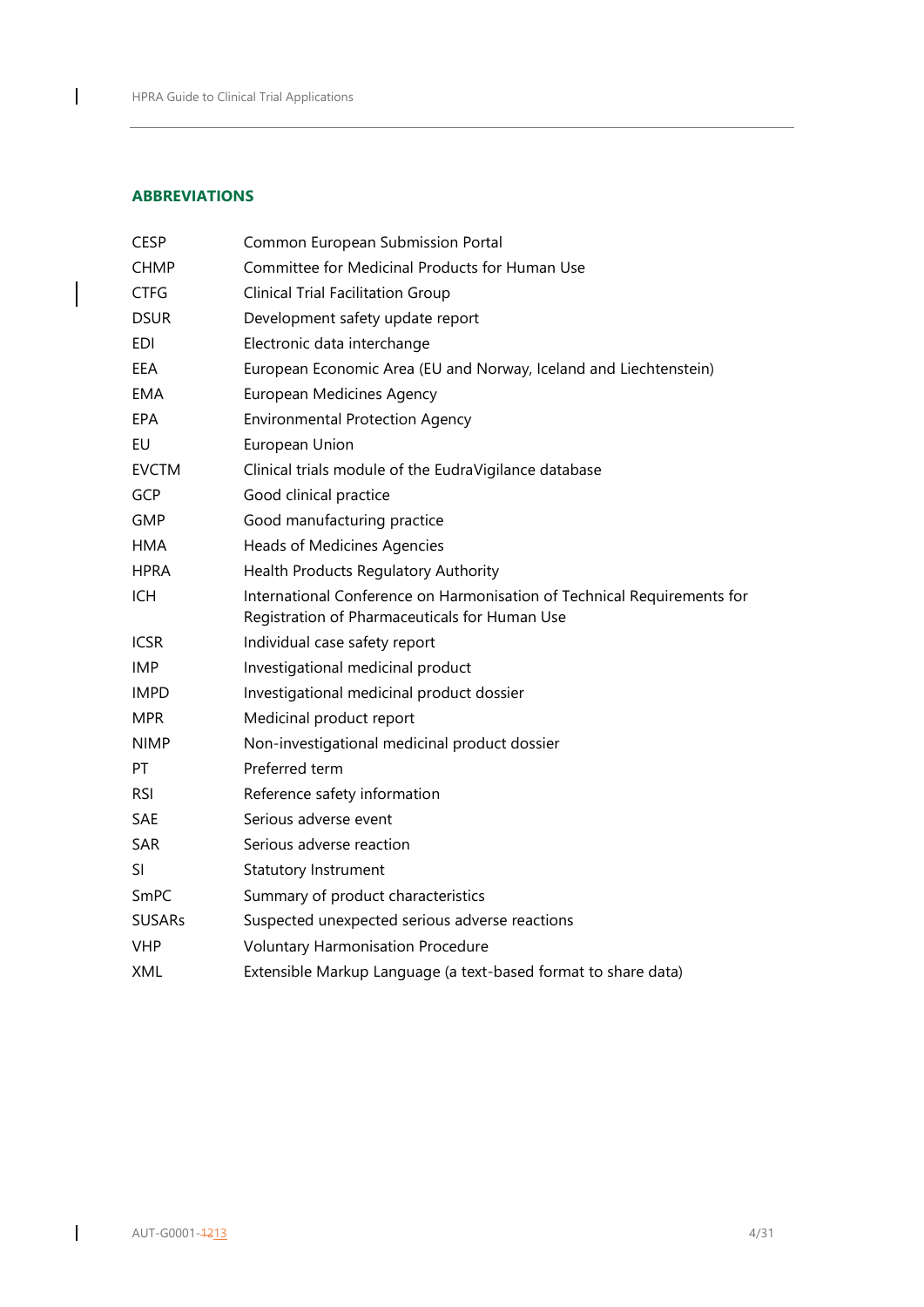## ABBREVIATIONS

| | |
|---|---|
| CESP | Common European Submission Portal |
| CHMP | Committee for Medicinal Products for Human Use |
| CTFG | Clinical Trial Facilitation Group |
| DSUR | Development safety update report |
| EDI | Electronic data interchange |
| EEA | European Economic Area (EU and Norway, Iceland and Liechtenstein) |
| EMA | European Medicines Agency |
| EPA | Environmental Protection Agency |
| EU | European Union |
| EVCTM | Clinical trials module of the EudraVigilance database |
| GCP | Good clinical practice |
| GMP | Good manufacturing practice |
| HMA | Heads of Medicines Agencies |
| HPRA | Health Products Regulatory Authority |
| ICH | International Conference on Harmonisation of Technical Requirements for Registration of Pharmaceuticals for Human Use |
| ICSR | Individual case safety report |
| IMP | Investigational medicinal product |
| IMPD | Investigational medicinal product dossier |
| MPR | Medicinal product report |
| NIMP | Non-investigational medicinal product dossier |
| PT | Preferred term |
| RSI | Reference safety information |
| SAE | Serious adverse event |
| SAR | Serious adverse reaction |
| SI | Statutory Instrument |
| SmPC | Summary of product characteristics |
| SUSARs | Suspected unexpected serious adverse reactions |
| VHP | Voluntary Harmonisation Procedure |
| XML | Extensible Markup Language (a text-based format to share data) |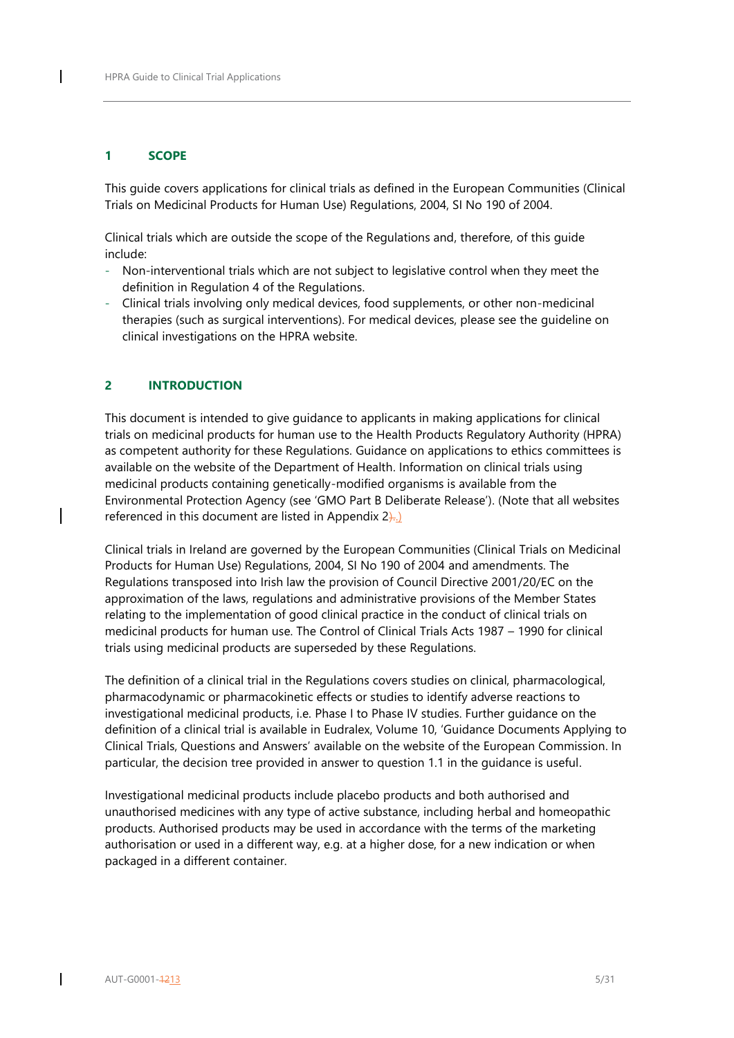## 1 SCOPE

This guide covers applications for clinical trials as defined in the European Communities (Clinical Trials on Medicinal Products for Human Use) Regulations, 2004, SI No 190 of 2004.

Clinical trials which are outside the scope of the Regulations and, therefore, of this guide include:

- Non-interventional trials which are not subject to legislative control when they meet the definition in Regulation 4 of the Regulations.
- Clinical trials involving only medical devices, food supplements, or other non-medicinal therapies (such as surgical interventions). For medical devices, please see the guideline on clinical investigations on the HPRA website.

## 2 INTRODUCTION

This document is intended to give guidance to applicants in making applications for clinical trials on medicinal products for human use to the Health Products Regulatory Authority (HPRA) as competent authority for these Regulations. Guidance on applications to ethics committees is available on the website of the Department of Health. Information on clinical trials using medicinal products containing genetically-modified organisms is available from the Environmental Protection Agency (see 'GMO Part B Deliberate Release'). (Note that all websites referenced in this document are listed in Appendix 2.)

Clinical trials in Ireland are governed by the European Communities (Clinical Trials on Medicinal Products for Human Use) Regulations, 2004, SI No 190 of 2004 and amendments. The Regulations transposed into Irish law the provision of Council Directive 2001/20/EC on the approximation of the laws, regulations and administrative provisions of the Member States relating to the implementation of good clinical practice in the conduct of clinical trials on medicinal products for human use. The Control of Clinical Trials Acts 1987 – 1990 for clinical trials using medicinal products are superseded by these Regulations.

The definition of a clinical trial in the Regulations covers studies on clinical, pharmacological, pharmacodynamic or pharmacokinetic effects or studies to identify adverse reactions to investigational medicinal products, i.e. Phase I to Phase IV studies. Further guidance on the definition of a clinical trial is available in Eudralex, Volume 10, 'Guidance Documents Applying to Clinical Trials, Questions and Answers' available on the website of the European Commission. In particular, the decision tree provided in answer to question 1.1 in the guidance is useful.

Investigational medicinal products include placebo products and both authorised and unauthorised medicines with any type of active substance, including herbal and homeopathic products. Authorised products may be used in accordance with the terms of the marketing authorisation or used in a different way, e.g. at a higher dose, for a new indication or when packaged in a different container.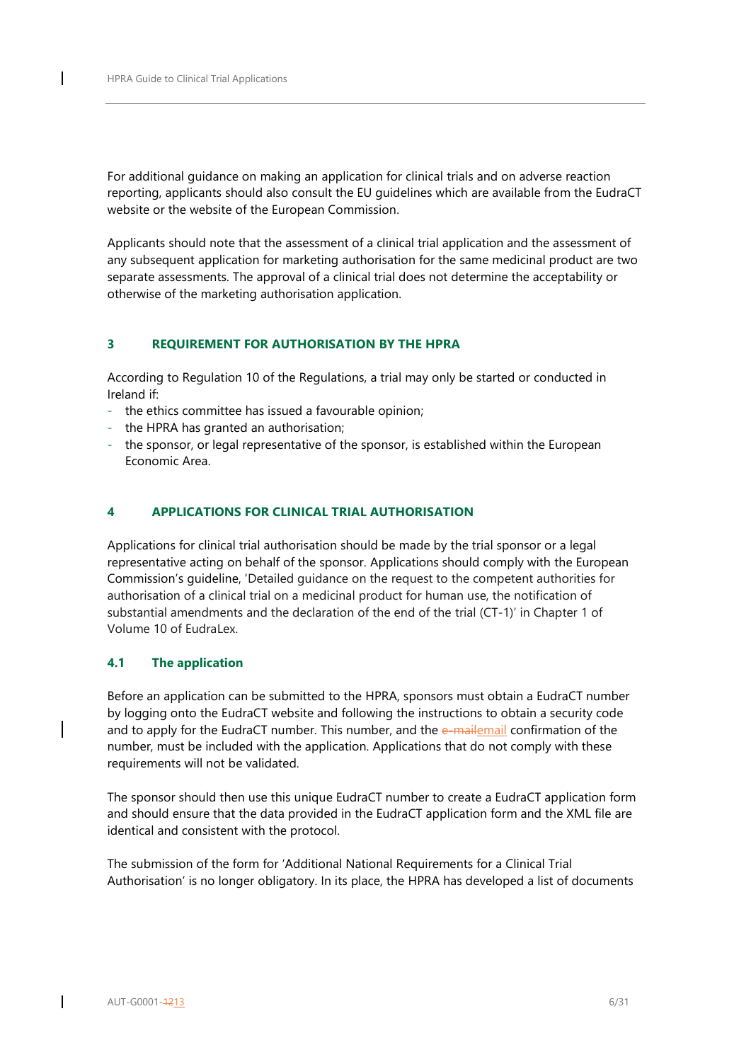For additional guidance on making an application for clinical trials and on adverse reaction reporting, applicants should also consult the EU guidelines which are available from the EudraCT website or the website of the European Commission.

Applicants should note that the assessment of a clinical trial application and the assessment of any subsequent application for marketing authorisation for the same medicinal product are two separate assessments. The approval of a clinical trial does not determine the acceptability or otherwise of the marketing authorisation application.

## 3 REQUIREMENT FOR AUTHORISATION BY THE HPRA

According to Regulation 10 of the Regulations, a trial may only be started or conducted in Ireland if:

- the ethics committee has issued a favourable opinion;
- the HPRA has granted an authorisation;
- the sponsor, or legal representative of the sponsor, is established within the European Economic Area.

## 4 APPLICATIONS FOR CLINICAL TRIAL AUTHORISATION

Applications for clinical trial authorisation should be made by the trial sponsor or a legal representative acting on behalf of the sponsor. Applications should comply with the European Commission's guideline, 'Detailed guidance on the request to the competent authorities for authorisation of a clinical trial on a medicinal product for human use, the notification of substantial amendments and the declaration of the end of the trial (CT-1)' in Chapter 1 of Volume 10 of EudraLex.

### 4.1 The application

Before an application can be submitted to the HPRA, sponsors must obtain a EudraCT number by logging onto the EudraCT website and following the instructions to obtain a security code and to apply for the EudraCT number. This number, and the email confirmation of the number, must be included with the application. Applications that do not comply with these requirements will not be validated.

The sponsor should then use this unique EudraCT number to create a EudraCT application form and should ensure that the data provided in the EudraCT application form and the XML file are identical and consistent with the protocol.

The submission of the form for 'Additional National Requirements for a Clinical Trial Authorisation' is no longer obligatory. In its place, the HPRA has developed a list of documents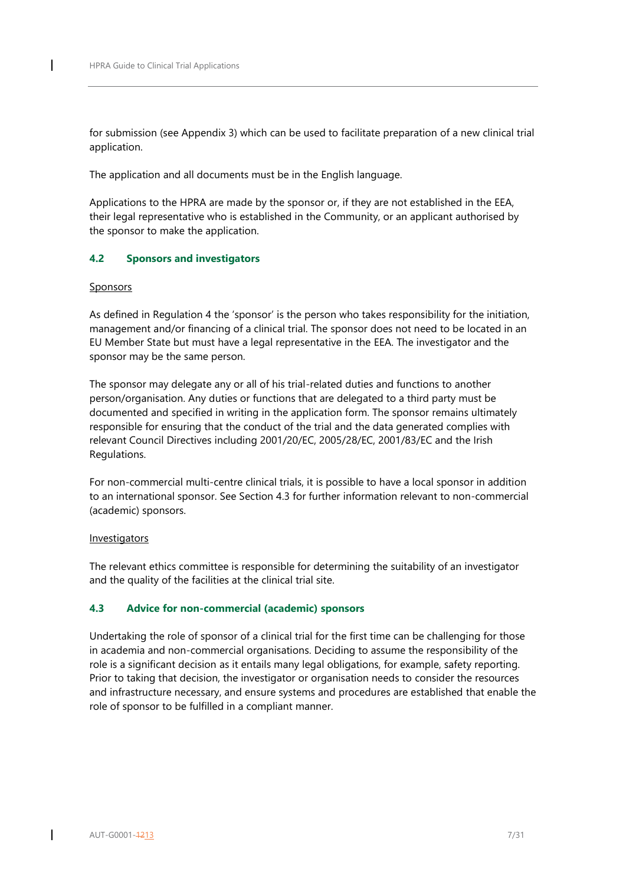for submission (see Appendix 3) which can be used to facilitate preparation of a new clinical trial application.

The application and all documents must be in the English language.

Applications to the HPRA are made by the sponsor or, if they are not established in the EEA, their legal representative who is established in the Community, or an applicant authorised by the sponsor to make the application.

### 4.2 Sponsors and investigators

Sponsors

As defined in Regulation 4 the 'sponsor' is the person who takes responsibility for the initiation, management and/or financing of a clinical trial. The sponsor does not need to be located in an EU Member State but must have a legal representative in the EEA. The investigator and the sponsor may be the same person.

The sponsor may delegate any or all of his trial-related duties and functions to another person/organisation. Any duties or functions that are delegated to a third party must be documented and specified in writing in the application form. The sponsor remains ultimately responsible for ensuring that the conduct of the trial and the data generated complies with relevant Council Directives including 2001/20/EC, 2005/28/EC, 2001/83/EC and the Irish Regulations.

For non-commercial multi-centre clinical trials, it is possible to have a local sponsor in addition to an international sponsor. See Section 4.3 for further information relevant to non-commercial (academic) sponsors.

Investigators

The relevant ethics committee is responsible for determining the suitability of an investigator and the quality of the facilities at the clinical trial site.

### 4.3 Advice for non-commercial (academic) sponsors

Undertaking the role of sponsor of a clinical trial for the first time can be challenging for those in academia and non-commercial organisations. Deciding to assume the responsibility of the role is a significant decision as it entails many legal obligations, for example, safety reporting. Prior to taking that decision, the investigator or organisation needs to consider the resources and infrastructure necessary, and ensure systems and procedures are established that enable the role of sponsor to be fulfilled in a compliant manner.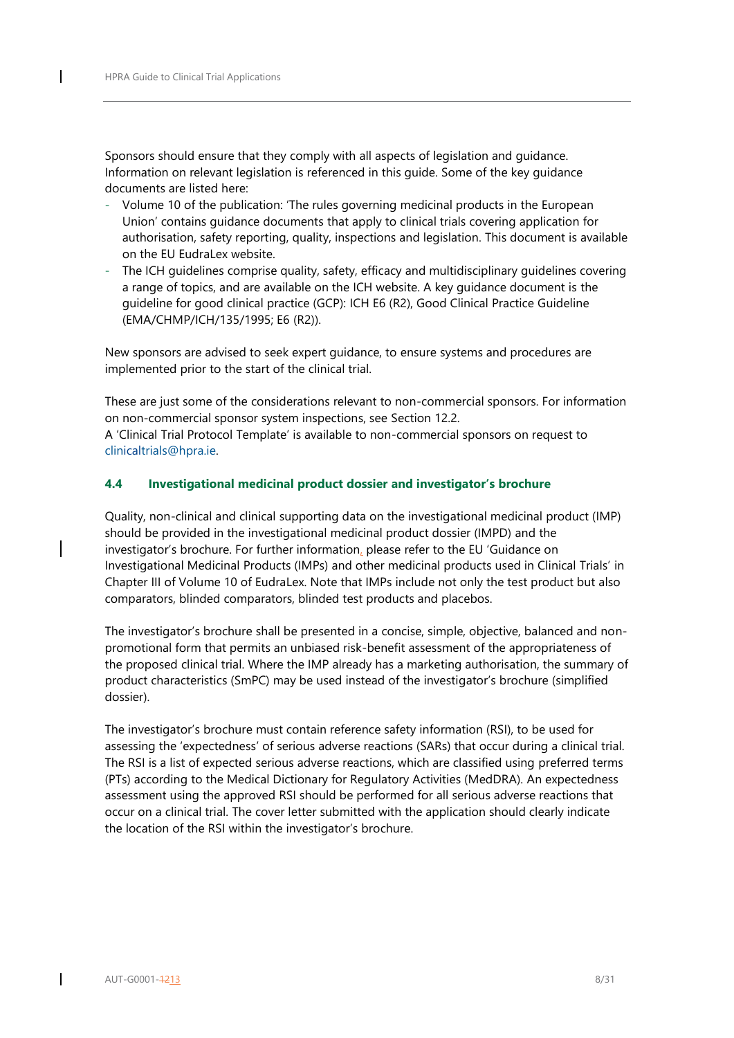Sponsors should ensure that they comply with all aspects of legislation and guidance. Information on relevant legislation is referenced in this guide. Some of the key guidance documents are listed here:

- Volume 10 of the publication: 'The rules governing medicinal products in the European Union' contains guidance documents that apply to clinical trials covering application for authorisation, safety reporting, quality, inspections and legislation. This document is available on the EU EudraLex website.
- The ICH guidelines comprise quality, safety, efficacy and multidisciplinary guidelines covering a range of topics, and are available on the ICH website. A key guidance document is the guideline for good clinical practice (GCP): ICH E6 (R2), Good Clinical Practice Guideline (EMA/CHMP/ICH/135/1995; E6 (R2)).

New sponsors are advised to seek expert guidance, to ensure systems and procedures are implemented prior to the start of the clinical trial.

These are just some of the considerations relevant to non-commercial sponsors. For information on non-commercial sponsor system inspections, see Section 12.2.
A 'Clinical Trial Protocol Template' is available to non-commercial sponsors on request to clinicaltrials@hpra.ie.

### 4.4 Investigational medicinal product dossier and investigator's brochure

Quality, non-clinical and clinical supporting data on the investigational medicinal product (IMP) should be provided in the investigational medicinal product dossier (IMPD) and the investigator's brochure. For further information, please refer to the EU 'Guidance on Investigational Medicinal Products (IMPs) and other medicinal products used in Clinical Trials' in Chapter III of Volume 10 of EudraLex. Note that IMPs include not only the test product but also comparators, blinded comparators, blinded test products and placebos.

The investigator's brochure shall be presented in a concise, simple, objective, balanced and non-promotional form that permits an unbiased risk-benefit assessment of the appropriateness of the proposed clinical trial. Where the IMP already has a marketing authorisation, the summary of product characteristics (SmPC) may be used instead of the investigator's brochure (simplified dossier).

The investigator's brochure must contain reference safety information (RSI), to be used for assessing the 'expectedness' of serious adverse reactions (SARs) that occur during a clinical trial. The RSI is a list of expected serious adverse reactions, which are classified using preferred terms (PTs) according to the Medical Dictionary for Regulatory Activities (MedDRA). An expectedness assessment using the approved RSI should be performed for all serious adverse reactions that occur on a clinical trial. The cover letter submitted with the application should clearly indicate the location of the RSI within the investigator's brochure.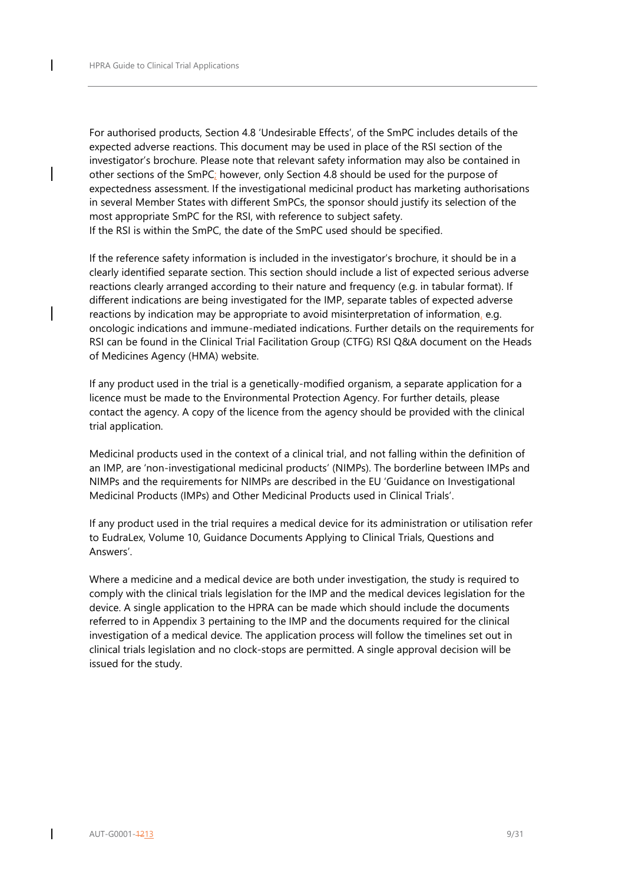For authorised products, Section 4.8 'Undesirable Effects', of the SmPC includes details of the expected adverse reactions. This document may be used in place of the RSI section of the investigator's brochure. Please note that relevant safety information may also be contained in other sections of the SmPC; however, only Section 4.8 should be used for the purpose of expectedness assessment. If the investigational medicinal product has marketing authorisations in several Member States with different SmPCs, the sponsor should justify its selection of the most appropriate SmPC for the RSI, with reference to subject safety.
If the RSI is within the SmPC, the date of the SmPC used should be specified.

If the reference safety information is included in the investigator's brochure, it should be in a clearly identified separate section. This section should include a list of expected serious adverse reactions clearly arranged according to their nature and frequency (e.g. in tabular format). If different indications are being investigated for the IMP, separate tables of expected adverse reactions by indication may be appropriate to avoid misinterpretation of information, e.g. oncologic indications and immune-mediated indications. Further details on the requirements for RSI can be found in the Clinical Trial Facilitation Group (CTFG) RSI Q&A document on the Heads of Medicines Agency (HMA) website.

If any product used in the trial is a genetically-modified organism, a separate application for a licence must be made to the Environmental Protection Agency. For further details, please contact the agency. A copy of the licence from the agency should be provided with the clinical trial application.

Medicinal products used in the context of a clinical trial, and not falling within the definition of an IMP, are 'non-investigational medicinal products' (NIMPs). The borderline between IMPs and NIMPs and the requirements for NIMPs are described in the EU 'Guidance on Investigational Medicinal Products (IMPs) and Other Medicinal Products used in Clinical Trials'.

If any product used in the trial requires a medical device for its administration or utilisation refer to EudraLex, Volume 10, Guidance Documents Applying to Clinical Trials, Questions and Answers'.

Where a medicine and a medical device are both under investigation, the study is required to comply with the clinical trials legislation for the IMP and the medical devices legislation for the device. A single application to the HPRA can be made which should include the documents referred to in Appendix 3 pertaining to the IMP and the documents required for the clinical investigation of a medical device. The application process will follow the timelines set out in clinical trials legislation and no clock-stops are permitted. A single approval decision will be issued for the study.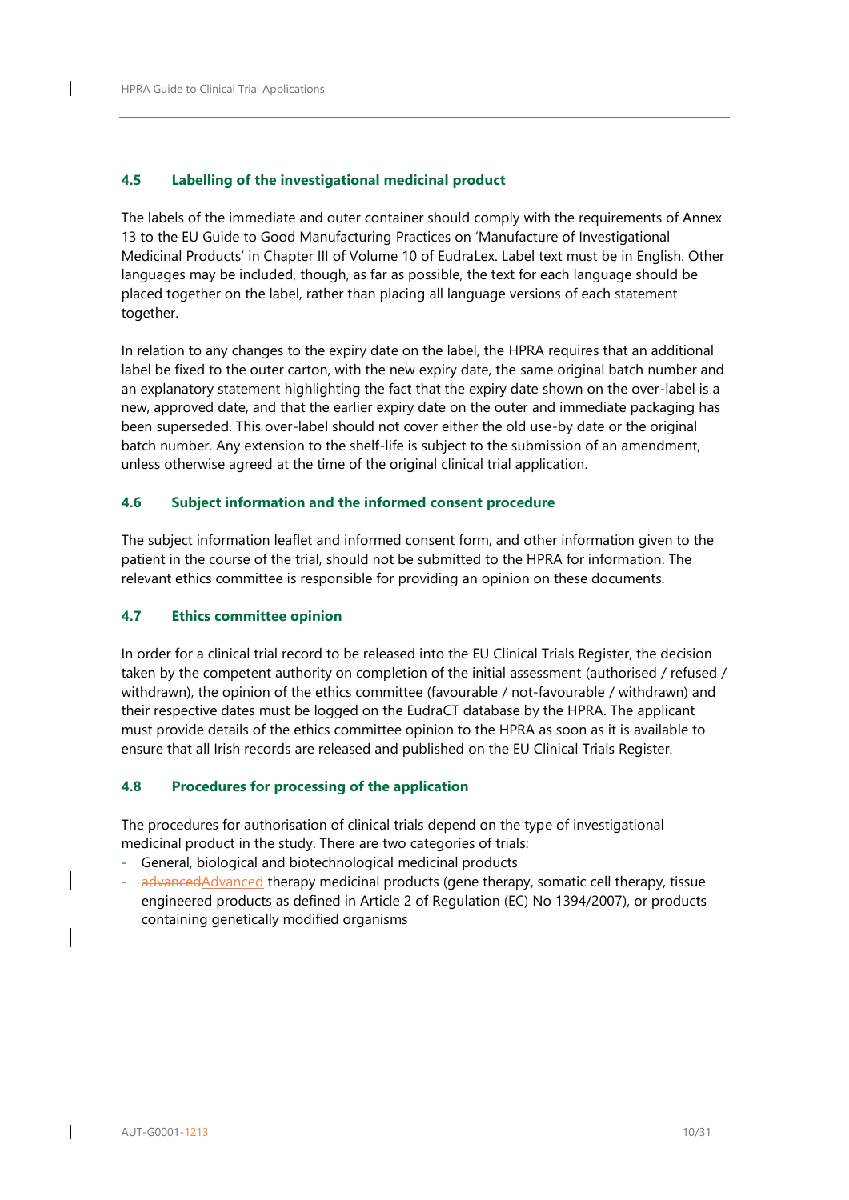### 4.5 Labelling of the investigational medicinal product

The labels of the immediate and outer container should comply with the requirements of Annex 13 to the EU Guide to Good Manufacturing Practices on 'Manufacture of Investigational Medicinal Products' in Chapter III of Volume 10 of EudraLex. Label text must be in English. Other languages may be included, though, as far as possible, the text for each language should be placed together on the label, rather than placing all language versions of each statement together.

In relation to any changes to the expiry date on the label, the HPRA requires that an additional label be fixed to the outer carton, with the new expiry date, the same original batch number and an explanatory statement highlighting the fact that the expiry date shown on the over-label is a new, approved date, and that the earlier expiry date on the outer and immediate packaging has been superseded. This over-label should not cover either the old use-by date or the original batch number. Any extension to the shelf-life is subject to the submission of an amendment, unless otherwise agreed at the time of the original clinical trial application.

### 4.6 Subject information and the informed consent procedure

The subject information leaflet and informed consent form, and other information given to the patient in the course of the trial, should not be submitted to the HPRA for information. The relevant ethics committee is responsible for providing an opinion on these documents.

### 4.7 Ethics committee opinion

In order for a clinical trial record to be released into the EU Clinical Trials Register, the decision taken by the competent authority on completion of the initial assessment (authorised / refused / withdrawn), the opinion of the ethics committee (favourable / not-favourable / withdrawn) and their respective dates must be logged on the EudraCT database by the HPRA. The applicant must provide details of the ethics committee opinion to the HPRA as soon as it is available to ensure that all Irish records are released and published on the EU Clinical Trials Register.

### 4.8 Procedures for processing of the application

The procedures for authorisation of clinical trials depend on the type of investigational medicinal product in the study. There are two categories of trials:

- General, biological and biotechnological medicinal products
- ~~advanced~~Advanced therapy medicinal products (gene therapy, somatic cell therapy, tissue engineered products as defined in Article 2 of Regulation (EC) No 1394/2007), or products containing genetically modified organisms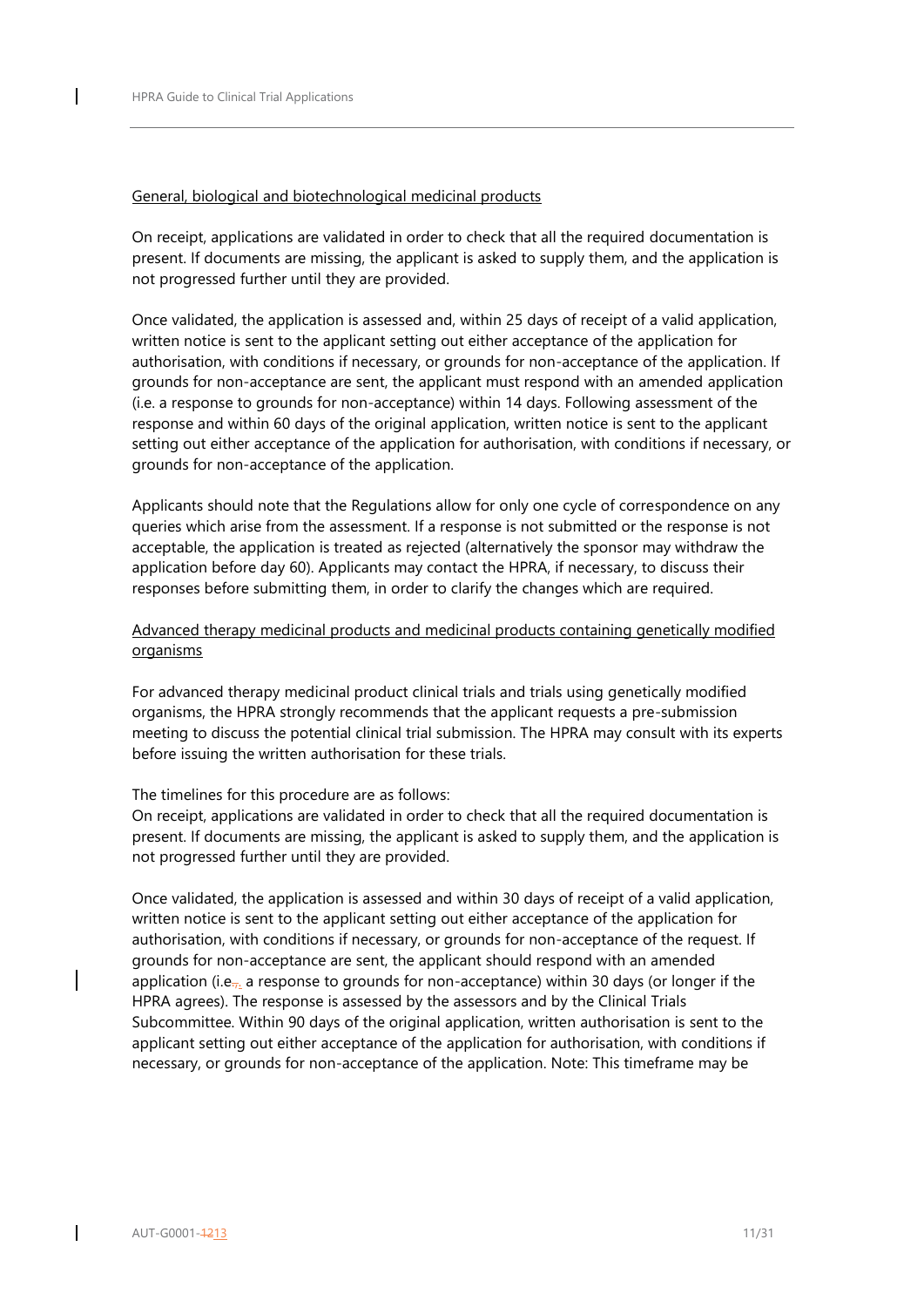General, biological and biotechnological medicinal products

On receipt, applications are validated in order to check that all the required documentation is present. If documents are missing, the applicant is asked to supply them, and the application is not progressed further until they are provided.

Once validated, the application is assessed and, within 25 days of receipt of a valid application, written notice is sent to the applicant setting out either acceptance of the application for authorisation, with conditions if necessary, or grounds for non-acceptance of the application. If grounds for non-acceptance are sent, the applicant must respond with an amended application (i.e. a response to grounds for non-acceptance) within 14 days. Following assessment of the response and within 60 days of the original application, written notice is sent to the applicant setting out either acceptance of the application for authorisation, with conditions if necessary, or grounds for non-acceptance of the application.

Applicants should note that the Regulations allow for only one cycle of correspondence on any queries which arise from the assessment. If a response is not submitted or the response is not acceptable, the application is treated as rejected (alternatively the sponsor may withdraw the application before day 60). Applicants may contact the HPRA, if necessary, to discuss their responses before submitting them, in order to clarify the changes which are required.

Advanced therapy medicinal products and medicinal products containing genetically modified organisms

For advanced therapy medicinal product clinical trials and trials using genetically modified organisms, the HPRA strongly recommends that the applicant requests a pre-submission meeting to discuss the potential clinical trial submission. The HPRA may consult with its experts before issuing the written authorisation for these trials.

The timelines for this procedure are as follows:
On receipt, applications are validated in order to check that all the required documentation is present. If documents are missing, the applicant is asked to supply them, and the application is not progressed further until they are provided.

Once validated, the application is assessed and within 30 days of receipt of a valid application, written notice is sent to the applicant setting out either acceptance of the application for authorisation, with conditions if necessary, or grounds for non-acceptance of the request. If grounds for non-acceptance are sent, the applicant should respond with an amended application (i.e. a response to grounds for non-acceptance) within 30 days (or longer if the HPRA agrees). The response is assessed by the assessors and by the Clinical Trials Subcommittee. Within 90 days of the original application, written authorisation is sent to the applicant setting out either acceptance of the application for authorisation, with conditions if necessary, or grounds for non-acceptance of the application. Note: This timeframe may be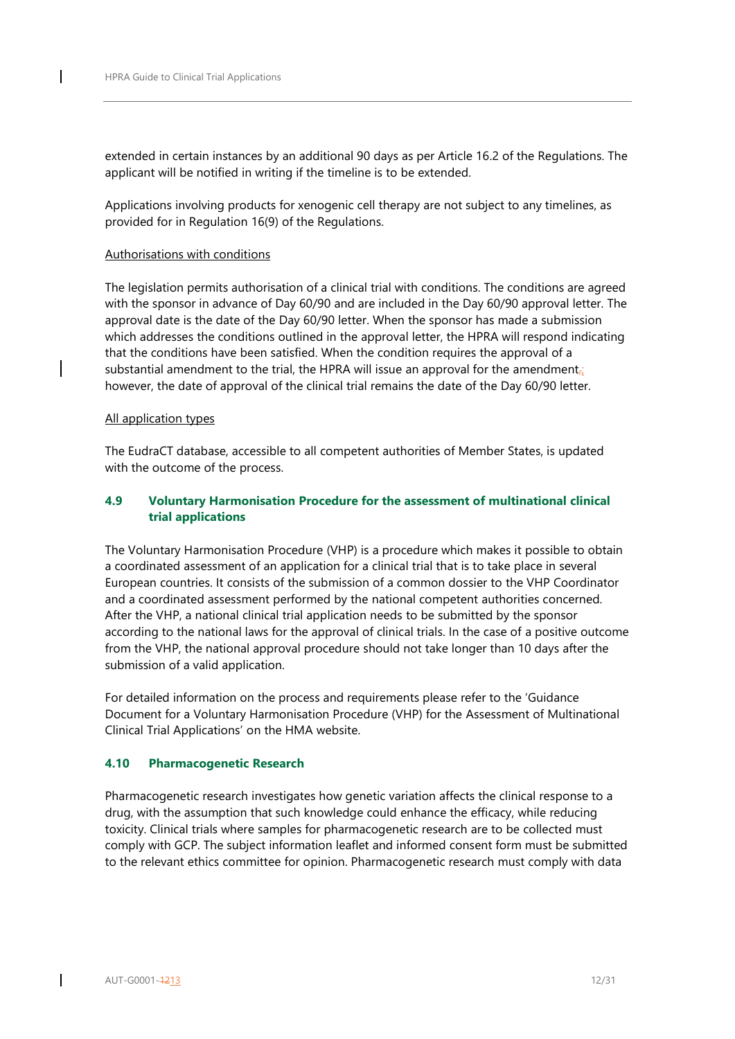extended in certain instances by an additional 90 days as per Article 16.2 of the Regulations. The applicant will be notified in writing if the timeline is to be extended.

Applications involving products for xenogenic cell therapy are not subject to any timelines, as provided for in Regulation 16(9) of the Regulations.

Authorisations with conditions

The legislation permits authorisation of a clinical trial with conditions. The conditions are agreed with the sponsor in advance of Day 60/90 and are included in the Day 60/90 approval letter. The approval date is the date of the Day 60/90 letter. When the sponsor has made a submission which addresses the conditions outlined in the approval letter, the HPRA will respond indicating that the conditions have been satisfied. When the condition requires the approval of a substantial amendment to the trial, the HPRA will issue an approval for the amendment; however, the date of approval of the clinical trial remains the date of the Day 60/90 letter.

All application types

The EudraCT database, accessible to all competent authorities of Member States, is updated with the outcome of the process.

### 4.9 Voluntary Harmonisation Procedure for the assessment of multinational clinical trial applications

The Voluntary Harmonisation Procedure (VHP) is a procedure which makes it possible to obtain a coordinated assessment of an application for a clinical trial that is to take place in several European countries. It consists of the submission of a common dossier to the VHP Coordinator and a coordinated assessment performed by the national competent authorities concerned. After the VHP, a national clinical trial application needs to be submitted by the sponsor according to the national laws for the approval of clinical trials. In the case of a positive outcome from the VHP, the national approval procedure should not take longer than 10 days after the submission of a valid application.

For detailed information on the process and requirements please refer to the 'Guidance Document for a Voluntary Harmonisation Procedure (VHP) for the Assessment of Multinational Clinical Trial Applications' on the HMA website.

### 4.10 Pharmacogenetic Research

Pharmacogenetic research investigates how genetic variation affects the clinical response to a drug, with the assumption that such knowledge could enhance the efficacy, while reducing toxicity. Clinical trials where samples for pharmacogenetic research are to be collected must comply with GCP. The subject information leaflet and informed consent form must be submitted to the relevant ethics committee for opinion. Pharmacogenetic research must comply with data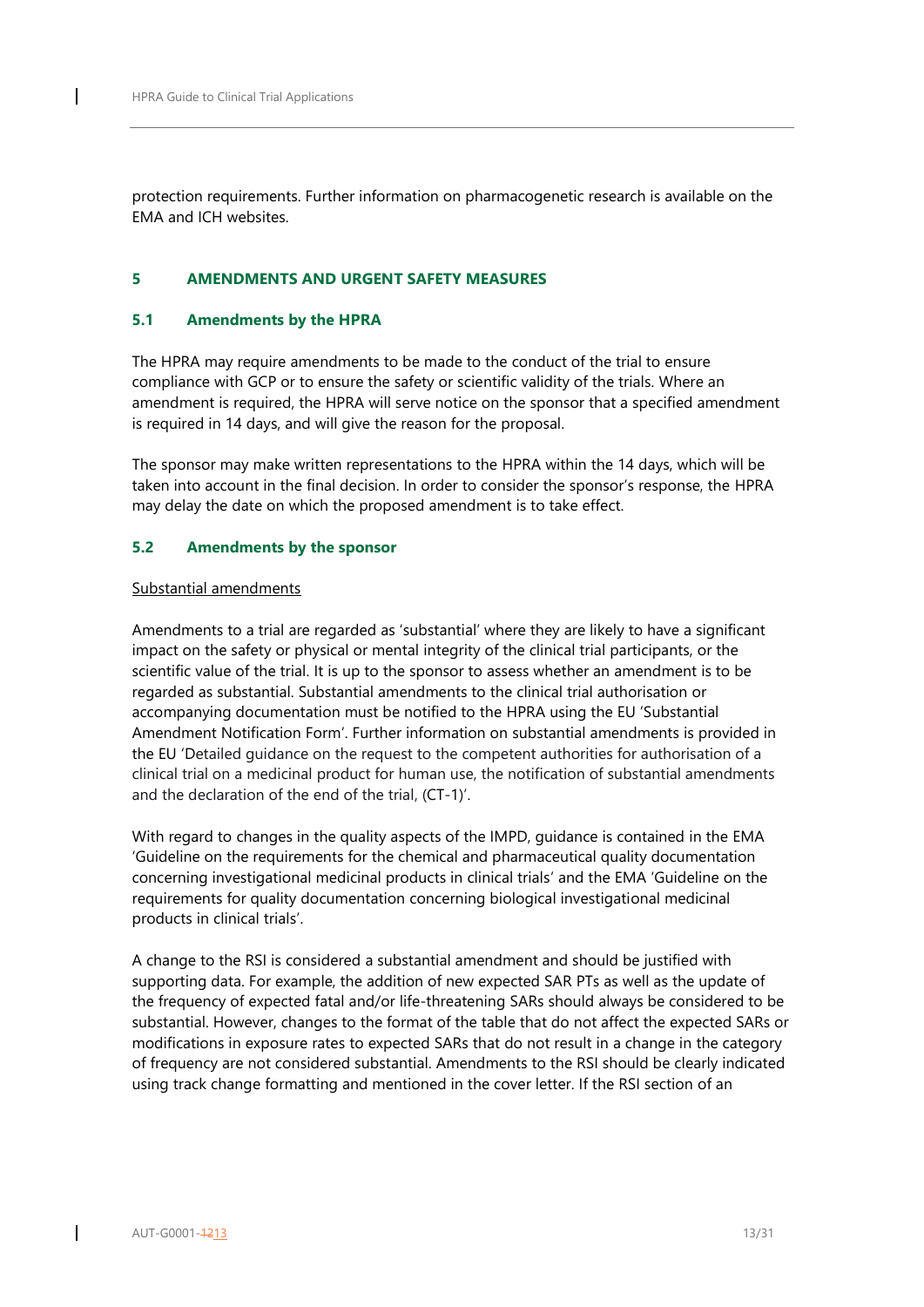protection requirements. Further information on pharmacogenetic research is available on the EMA and ICH websites.

## 5 AMENDMENTS AND URGENT SAFETY MEASURES

### 5.1 Amendments by the HPRA

The HPRA may require amendments to be made to the conduct of the trial to ensure compliance with GCP or to ensure the safety or scientific validity of the trials. Where an amendment is required, the HPRA will serve notice on the sponsor that a specified amendment is required in 14 days, and will give the reason for the proposal.

The sponsor may make written representations to the HPRA within the 14 days, which will be taken into account in the final decision. In order to consider the sponsor's response, the HPRA may delay the date on which the proposed amendment is to take effect.

### 5.2 Amendments by the sponsor

Substantial amendments

Amendments to a trial are regarded as 'substantial' where they are likely to have a significant impact on the safety or physical or mental integrity of the clinical trial participants, or the scientific value of the trial. It is up to the sponsor to assess whether an amendment is to be regarded as substantial. Substantial amendments to the clinical trial authorisation or accompanying documentation must be notified to the HPRA using the EU 'Substantial Amendment Notification Form'. Further information on substantial amendments is provided in the EU 'Detailed guidance on the request to the competent authorities for authorisation of a clinical trial on a medicinal product for human use, the notification of substantial amendments and the declaration of the end of the trial, (CT-1)'.

With regard to changes in the quality aspects of the IMPD, guidance is contained in the EMA 'Guideline on the requirements for the chemical and pharmaceutical quality documentation concerning investigational medicinal products in clinical trials' and the EMA 'Guideline on the requirements for quality documentation concerning biological investigational medicinal products in clinical trials'.

A change to the RSI is considered a substantial amendment and should be justified with supporting data. For example, the addition of new expected SAR PTs as well as the update of the frequency of expected fatal and/or life-threatening SARs should always be considered to be substantial. However, changes to the format of the table that do not affect the expected SARs or modifications in exposure rates to expected SARs that do not result in a change in the category of frequency are not considered substantial. Amendments to the RSI should be clearly indicated using track change formatting and mentioned in the cover letter. If the RSI section of an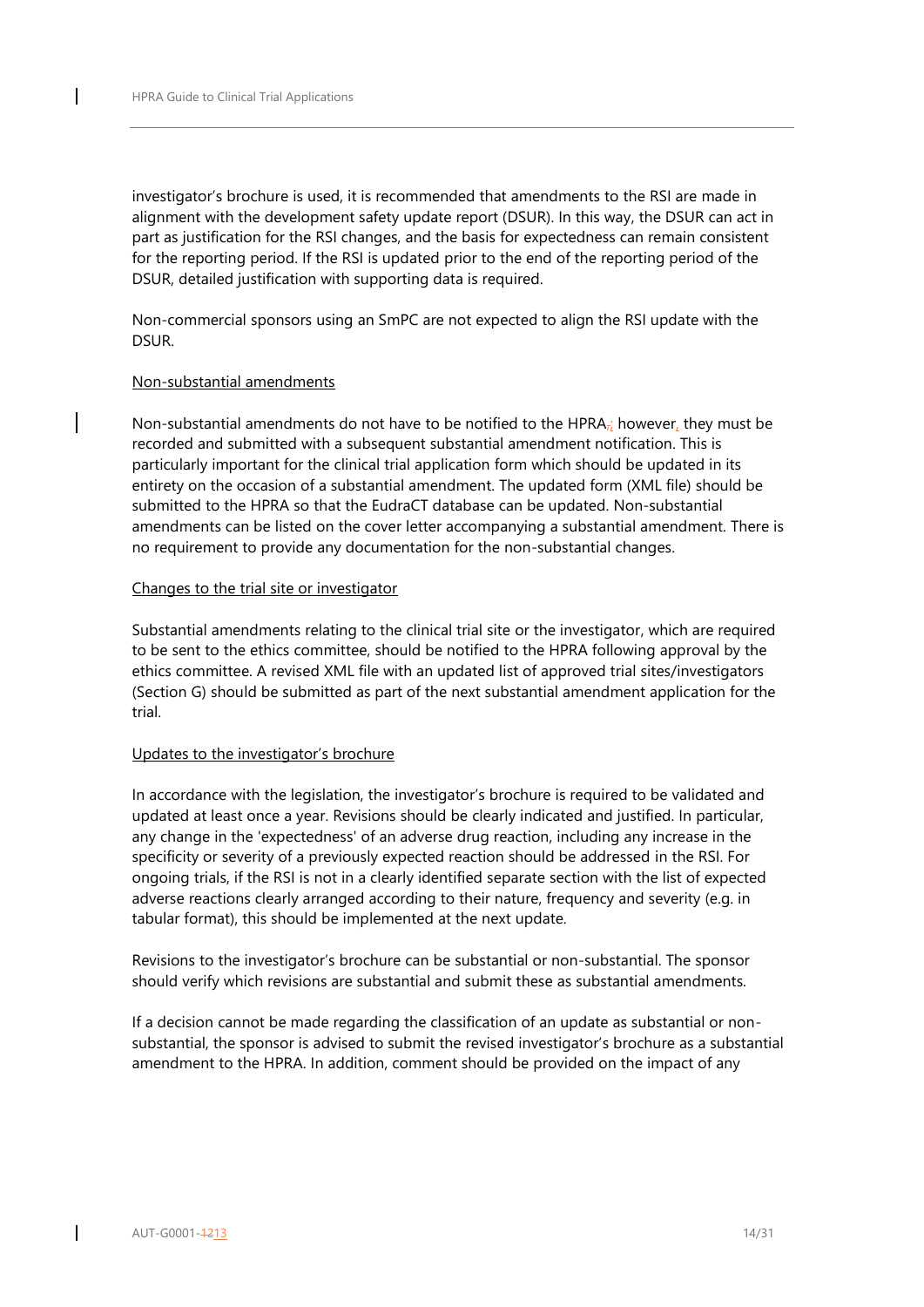investigator's brochure is used, it is recommended that amendments to the RSI are made in alignment with the development safety update report (DSUR). In this way, the DSUR can act in part as justification for the RSI changes, and the basis for expectedness can remain consistent for the reporting period. If the RSI is updated prior to the end of the reporting period of the DSUR, detailed justification with supporting data is required.

Non-commercial sponsors using an SmPC are not expected to align the RSI update with the DSUR.

Non-substantial amendments

Non-substantial amendments do not have to be notified to the HPRA; however, they must be recorded and submitted with a subsequent substantial amendment notification. This is particularly important for the clinical trial application form which should be updated in its entirety on the occasion of a substantial amendment. The updated form (XML file) should be submitted to the HPRA so that the EudraCT database can be updated. Non-substantial amendments can be listed on the cover letter accompanying a substantial amendment. There is no requirement to provide any documentation for the non-substantial changes.

Changes to the trial site or investigator

Substantial amendments relating to the clinical trial site or the investigator, which are required to be sent to the ethics committee, should be notified to the HPRA following approval by the ethics committee. A revised XML file with an updated list of approved trial sites/investigators (Section G) should be submitted as part of the next substantial amendment application for the trial.

Updates to the investigator's brochure

In accordance with the legislation, the investigator's brochure is required to be validated and updated at least once a year. Revisions should be clearly indicated and justified. In particular, any change in the 'expectedness' of an adverse drug reaction, including any increase in the specificity or severity of a previously expected reaction should be addressed in the RSI. For ongoing trials, if the RSI is not in a clearly identified separate section with the list of expected adverse reactions clearly arranged according to their nature, frequency and severity (e.g. in tabular format), this should be implemented at the next update.

Revisions to the investigator's brochure can be substantial or non-substantial. The sponsor should verify which revisions are substantial and submit these as substantial amendments.

If a decision cannot be made regarding the classification of an update as substantial or non-substantial, the sponsor is advised to submit the revised investigator's brochure as a substantial amendment to the HPRA. In addition, comment should be provided on the impact of any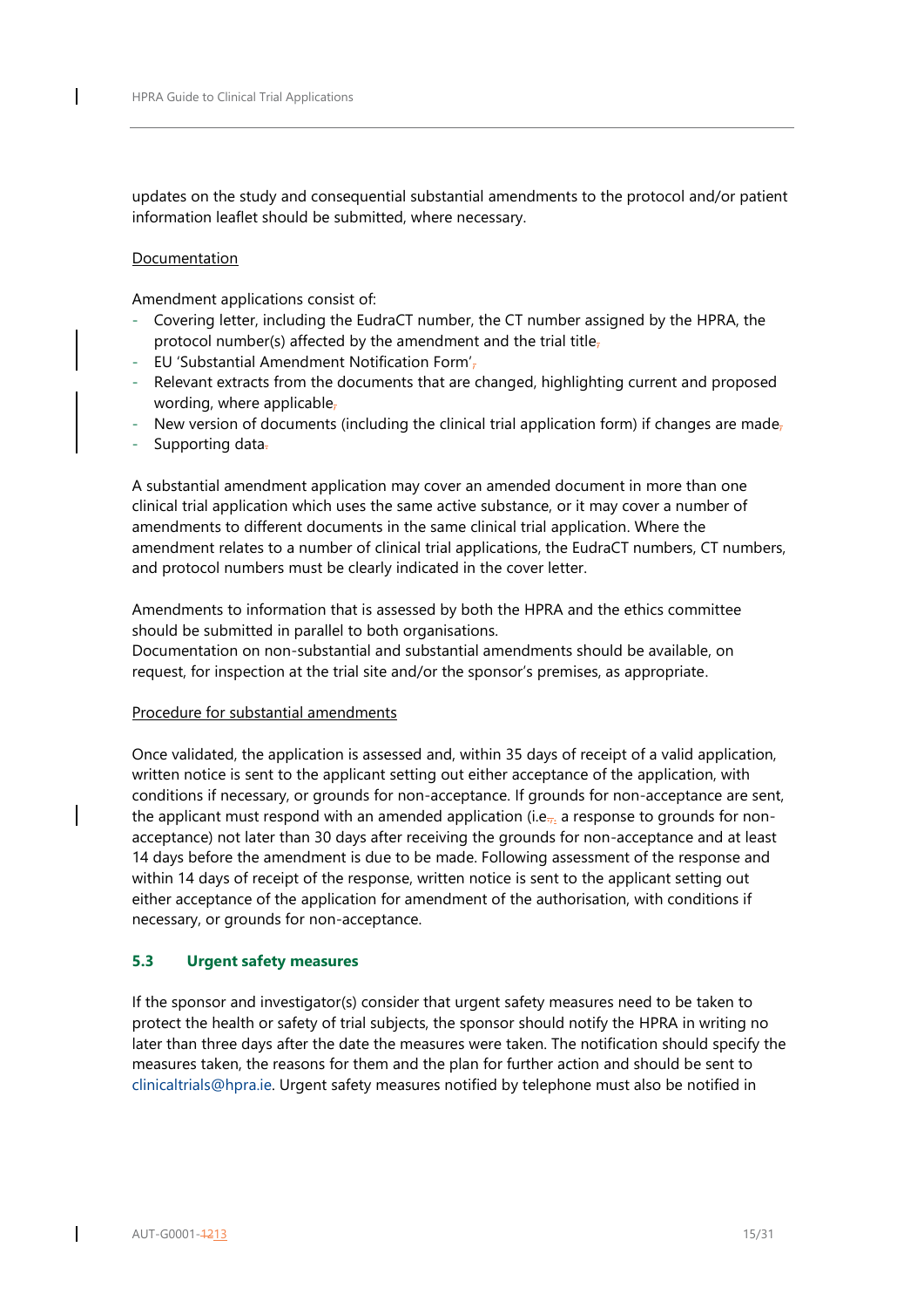updates on the study and consequential substantial amendments to the protocol and/or patient information leaflet should be submitted, where necessary.

Documentation

Amendment applications consist of:

- Covering letter, including the EudraCT number, the CT number assigned by the HPRA, the protocol number(s) affected by the amendment and the trial title
- EU 'Substantial Amendment Notification Form'
- Relevant extracts from the documents that are changed, highlighting current and proposed wording, where applicable
- New version of documents (including the clinical trial application form) if changes are made
- Supporting data

A substantial amendment application may cover an amended document in more than one clinical trial application which uses the same active substance, or it may cover a number of amendments to different documents in the same clinical trial application. Where the amendment relates to a number of clinical trial applications, the EudraCT numbers, CT numbers, and protocol numbers must be clearly indicated in the cover letter.

Amendments to information that is assessed by both the HPRA and the ethics committee should be submitted in parallel to both organisations.
Documentation on non-substantial and substantial amendments should be available, on request, for inspection at the trial site and/or the sponsor's premises, as appropriate.

Procedure for substantial amendments

Once validated, the application is assessed and, within 35 days of receipt of a valid application, written notice is sent to the applicant setting out either acceptance of the application, with conditions if necessary, or grounds for non-acceptance. If grounds for non-acceptance are sent, the applicant must respond with an amended application (i.e. a response to grounds for non-acceptance) not later than 30 days after receiving the grounds for non-acceptance and at least 14 days before the amendment is due to be made. Following assessment of the response and within 14 days of receipt of the response, written notice is sent to the applicant setting out either acceptance of the application for amendment of the authorisation, with conditions if necessary, or grounds for non-acceptance.

### 5.3 Urgent safety measures

If the sponsor and investigator(s) consider that urgent safety measures need to be taken to protect the health or safety of trial subjects, the sponsor should notify the HPRA in writing no later than three days after the date the measures were taken. The notification should specify the measures taken, the reasons for them and the plan for further action and should be sent to clinicaltrials@hpra.ie. Urgent safety measures notified by telephone must also be notified in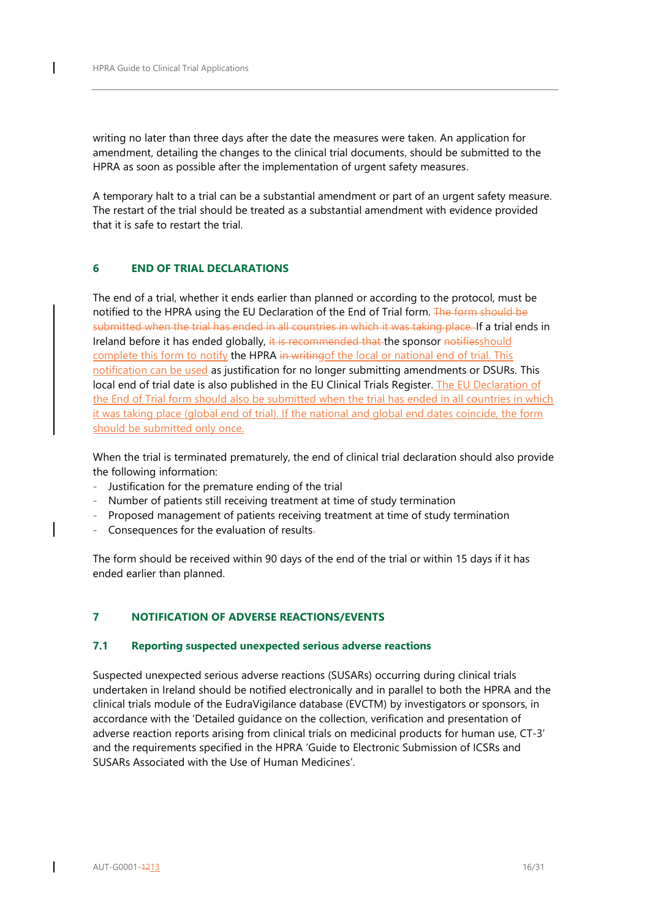writing no later than three days after the date the measures were taken. An application for amendment, detailing the changes to the clinical trial documents, should be submitted to the HPRA as soon as possible after the implementation of urgent safety measures.

A temporary halt to a trial can be a substantial amendment or part of an urgent safety measure. The restart of the trial should be treated as a substantial amendment with evidence provided that it is safe to restart the trial.

## 6 END OF TRIAL DECLARATIONS

The end of a trial, whether it ends earlier than planned or according to the protocol, must be notified to the HPRA using the EU Declaration of the End of Trial form. ~~The form should be submitted when the trial has ended in all countries in which it was taking place.~~ If a trial ends in Ireland before it has ended globally, ~~it is recommended that~~ the sponsor ~~notifies~~should complete this form to notify the HPRA ~~in writing~~of the local or national end of trial. This notification can be used as justification for no longer submitting amendments or DSURs. This local end of trial date is also published in the EU Clinical Trials Register. The EU Declaration of the End of Trial form should also be submitted when the trial has ended in all countries in which it was taking place (global end of trial). If the national and global end dates coincide, the form should be submitted only once.

When the trial is terminated prematurely, the end of clinical trial declaration should also provide the following information:

- Justification for the premature ending of the trial
- Number of patients still receiving treatment at time of study termination
- Proposed management of patients receiving treatment at time of study termination
- Consequences for the evaluation of results~~.~~

The form should be received within 90 days of the end of the trial or within 15 days if it has ended earlier than planned.

## 7 NOTIFICATION OF ADVERSE REACTIONS/EVENTS

### 7.1 Reporting suspected unexpected serious adverse reactions

Suspected unexpected serious adverse reactions (SUSARs) occurring during clinical trials undertaken in Ireland should be notified electronically and in parallel to both the HPRA and the clinical trials module of the EudraVigilance database (EVCTM) by investigators or sponsors, in accordance with the 'Detailed guidance on the collection, verification and presentation of adverse reaction reports arising from clinical trials on medicinal products for human use, CT-3' and the requirements specified in the HPRA 'Guide to Electronic Submission of ICSRs and SUSARs Associated with the Use of Human Medicines'.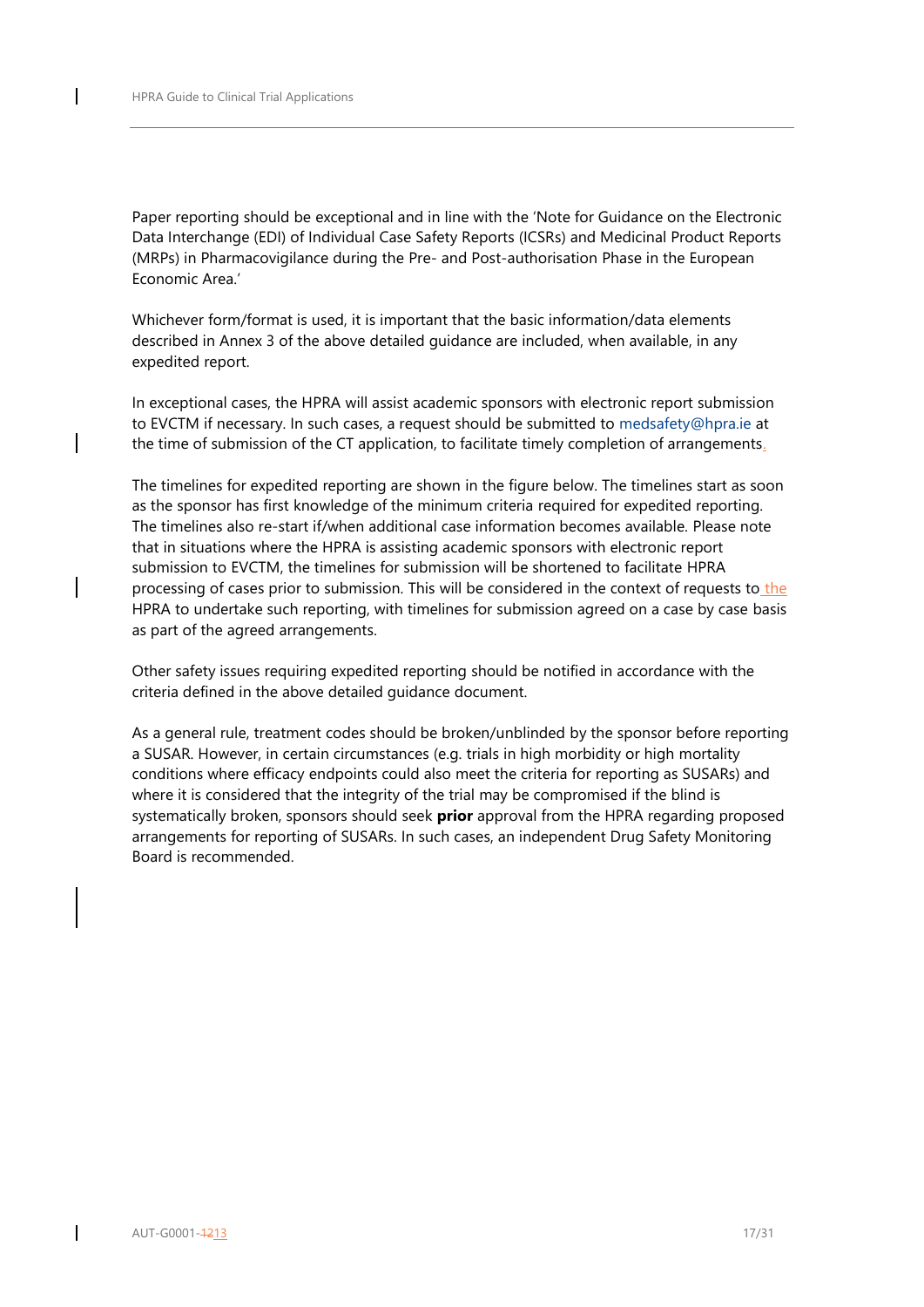Paper reporting should be exceptional and in line with the 'Note for Guidance on the Electronic Data Interchange (EDI) of Individual Case Safety Reports (ICSRs) and Medicinal Product Reports (MRPs) in Pharmacovigilance during the Pre- and Post-authorisation Phase in the European Economic Area.'

Whichever form/format is used, it is important that the basic information/data elements described in Annex 3 of the above detailed guidance are included, when available, in any expedited report.

In exceptional cases, the HPRA will assist academic sponsors with electronic report submission to EVCTM if necessary. In such cases, a request should be submitted to medsafety@hpra.ie at the time of submission of the CT application, to facilitate timely completion of arrangements.

The timelines for expedited reporting are shown in the figure below. The timelines start as soon as the sponsor has first knowledge of the minimum criteria required for expedited reporting. The timelines also re-start if/when additional case information becomes available. Please note that in situations where the HPRA is assisting academic sponsors with electronic report submission to EVCTM, the timelines for submission will be shortened to facilitate HPRA processing of cases prior to submission. This will be considered in the context of requests to the HPRA to undertake such reporting, with timelines for submission agreed on a case by case basis as part of the agreed arrangements.

Other safety issues requiring expedited reporting should be notified in accordance with the criteria defined in the above detailed guidance document.

As a general rule, treatment codes should be broken/unblinded by the sponsor before reporting a SUSAR. However, in certain circumstances (e.g. trials in high morbidity or high mortality conditions where efficacy endpoints could also meet the criteria for reporting as SUSARs) and where it is considered that the integrity of the trial may be compromised if the blind is systematically broken, sponsors should seek **prior** approval from the HPRA regarding proposed arrangements for reporting of SUSARs. In such cases, an independent Drug Safety Monitoring Board is recommended.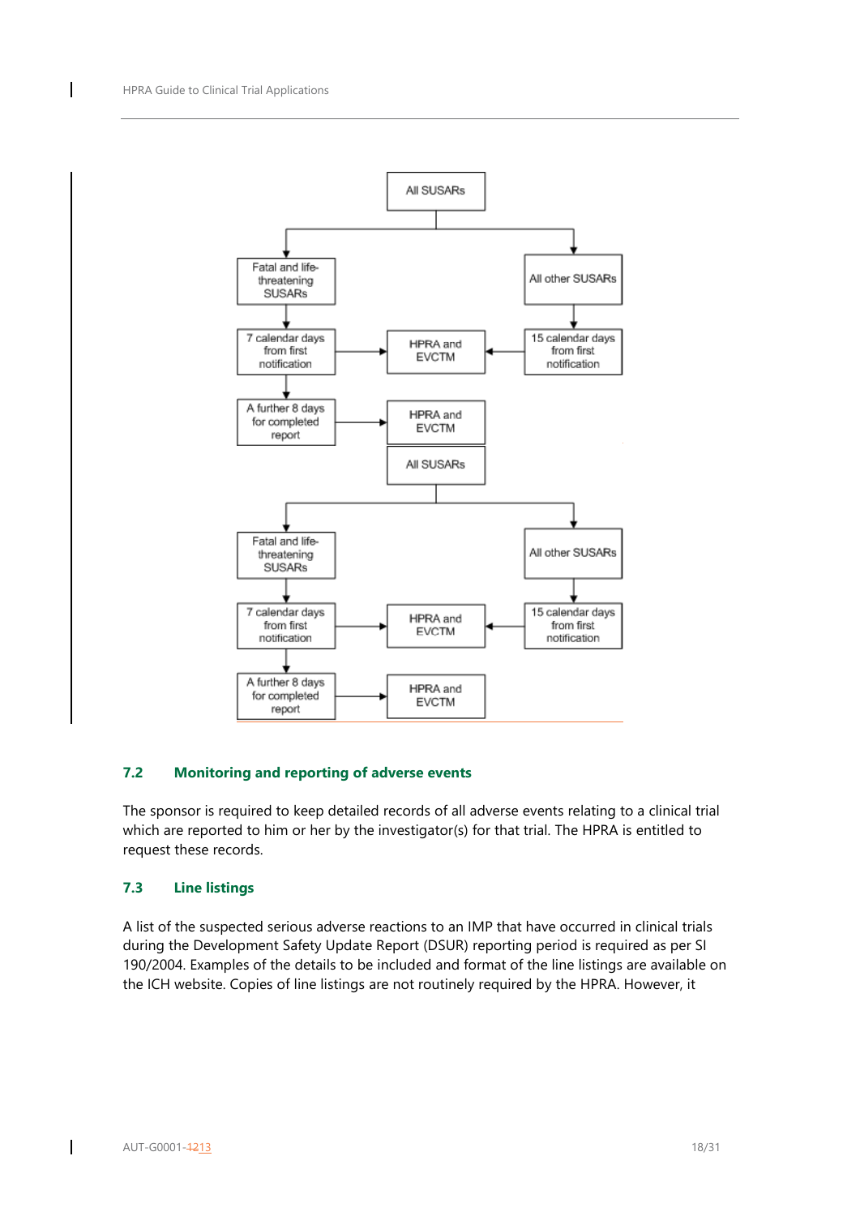All SUSARs

- Fatal and life-threatening SUSARs
  - 7 calendar days from first notification → HPRA and EVCTM
  - A further 8 days for completed report → HPRA and EVCTM
- All other SUSARs
  - 15 calendar days from first notification → HPRA and EVCTM

All SUSARs

- Fatal and life-threatening SUSARs
  - 7 calendar days from first notification → HPRA and EVCTM
  - A further 8 days for completed report → HPRA and EVCTM
- All other SUSARs
  - 15 calendar days from first notification → HPRA and EVCTM

## 7.2 Monitoring and reporting of adverse events

The sponsor is required to keep detailed records of all adverse events relating to a clinical trial which are reported to him or her by the investigator(s) for that trial. The HPRA is entitled to request these records.

## 7.3 Line listings

A list of the suspected serious adverse reactions to an IMP that have occurred in clinical trials during the Development Safety Update Report (DSUR) reporting period is required as per SI 190/2004. Examples of the details to be included and format of the line listings are available on the ICH website. Copies of line listings are not routinely required by the HPRA. However, it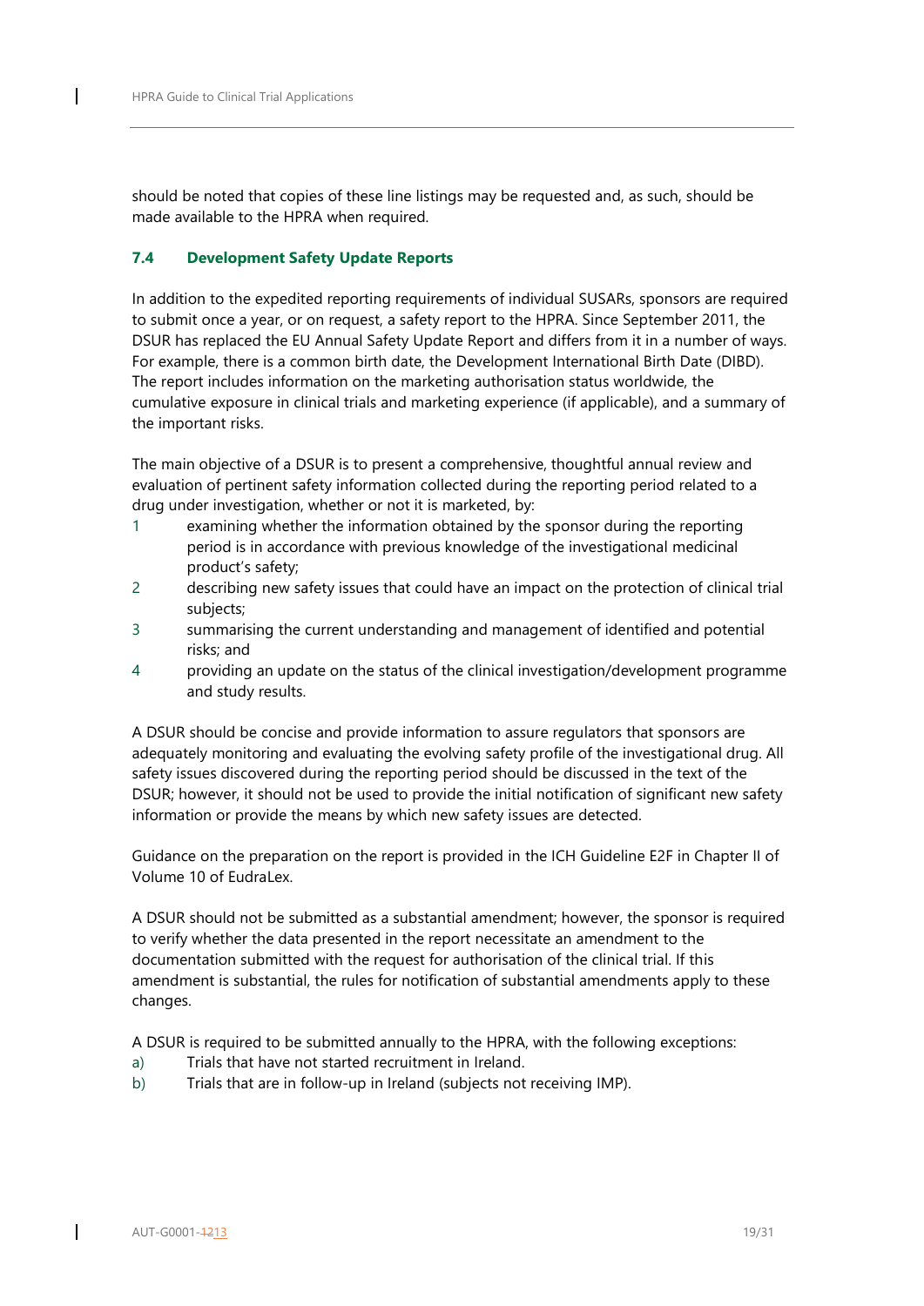should be noted that copies of these line listings may be requested and, as such, should be made available to the HPRA when required.

### 7.4 Development Safety Update Reports

In addition to the expedited reporting requirements of individual SUSARs, sponsors are required to submit once a year, or on request, a safety report to the HPRA. Since September 2011, the DSUR has replaced the EU Annual Safety Update Report and differs from it in a number of ways. For example, there is a common birth date, the Development International Birth Date (DIBD). The report includes information on the marketing authorisation status worldwide, the cumulative exposure in clinical trials and marketing experience (if applicable), and a summary of the important risks.

The main objective of a DSUR is to present a comprehensive, thoughtful annual review and evaluation of pertinent safety information collected during the reporting period related to a drug under investigation, whether or not it is marketed, by:

1. examining whether the information obtained by the sponsor during the reporting period is in accordance with previous knowledge of the investigational medicinal product's safety;
2. describing new safety issues that could have an impact on the protection of clinical trial subjects;
3. summarising the current understanding and management of identified and potential risks; and
4. providing an update on the status of the clinical investigation/development programme and study results.

A DSUR should be concise and provide information to assure regulators that sponsors are adequately monitoring and evaluating the evolving safety profile of the investigational drug. All safety issues discovered during the reporting period should be discussed in the text of the DSUR; however, it should not be used to provide the initial notification of significant new safety information or provide the means by which new safety issues are detected.

Guidance on the preparation on the report is provided in the ICH Guideline E2F in Chapter II of Volume 10 of EudraLex.

A DSUR should not be submitted as a substantial amendment; however, the sponsor is required to verify whether the data presented in the report necessitate an amendment to the documentation submitted with the request for authorisation of the clinical trial. If this amendment is substantial, the rules for notification of substantial amendments apply to these changes.

A DSUR is required to be submitted annually to the HPRA, with the following exceptions:

a) Trials that have not started recruitment in Ireland.
b) Trials that are in follow-up in Ireland (subjects not receiving IMP).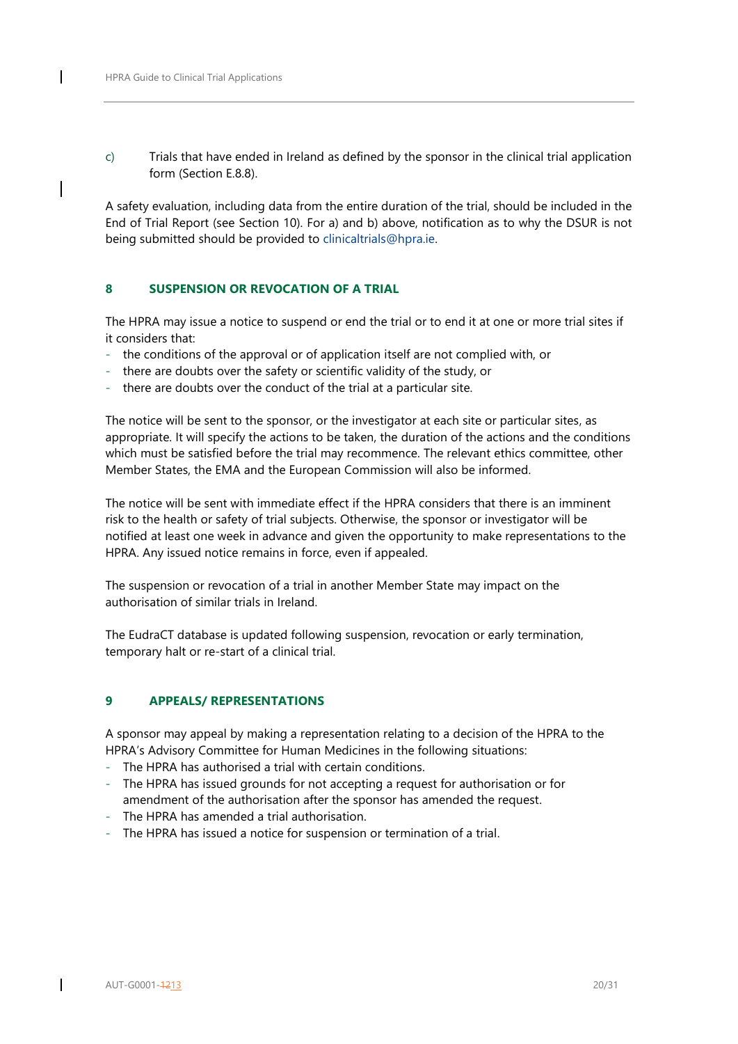c) Trials that have ended in Ireland as defined by the sponsor in the clinical trial application form (Section E.8.8).

A safety evaluation, including data from the entire duration of the trial, should be included in the End of Trial Report (see Section 10). For a) and b) above, notification as to why the DSUR is not being submitted should be provided to clinicaltrials@hpra.ie.

## 8 SUSPENSION OR REVOCATION OF A TRIAL

The HPRA may issue a notice to suspend or end the trial or to end it at one or more trial sites if it considers that:

- the conditions of the approval or of application itself are not complied with, or
- there are doubts over the safety or scientific validity of the study, or
- there are doubts over the conduct of the trial at a particular site.

The notice will be sent to the sponsor, or the investigator at each site or particular sites, as appropriate. It will specify the actions to be taken, the duration of the actions and the conditions which must be satisfied before the trial may recommence. The relevant ethics committee, other Member States, the EMA and the European Commission will also be informed.

The notice will be sent with immediate effect if the HPRA considers that there is an imminent risk to the health or safety of trial subjects. Otherwise, the sponsor or investigator will be notified at least one week in advance and given the opportunity to make representations to the HPRA. Any issued notice remains in force, even if appealed.

The suspension or revocation of a trial in another Member State may impact on the authorisation of similar trials in Ireland.

The EudraCT database is updated following suspension, revocation or early termination, temporary halt or re-start of a clinical trial.

## 9 APPEALS/ REPRESENTATIONS

A sponsor may appeal by making a representation relating to a decision of the HPRA to the HPRA's Advisory Committee for Human Medicines in the following situations:

- The HPRA has authorised a trial with certain conditions.
- The HPRA has issued grounds for not accepting a request for authorisation or for amendment of the authorisation after the sponsor has amended the request.
- The HPRA has amended a trial authorisation.
- The HPRA has issued a notice for suspension or termination of a trial.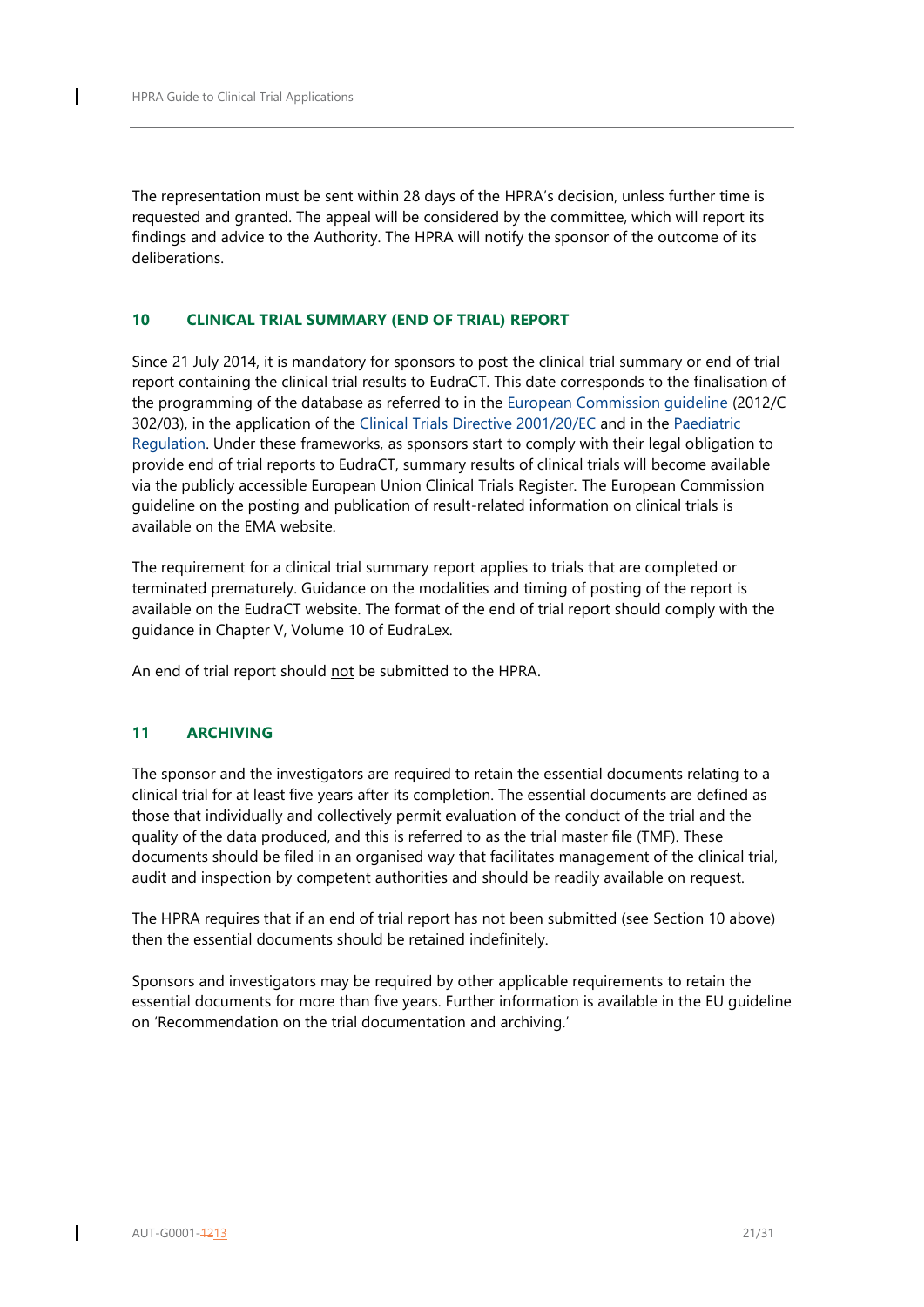The representation must be sent within 28 days of the HPRA's decision, unless further time is requested and granted. The appeal will be considered by the committee, which will report its findings and advice to the Authority. The HPRA will notify the sponsor of the outcome of its deliberations.

## 10 CLINICAL TRIAL SUMMARY (END OF TRIAL) REPORT

Since 21 July 2014, it is mandatory for sponsors to post the clinical trial summary or end of trial report containing the clinical trial results to EudraCT. This date corresponds to the finalisation of the programming of the database as referred to in the European Commission guideline (2012/C 302/03), in the application of the Clinical Trials Directive 2001/20/EC and in the Paediatric Regulation. Under these frameworks, as sponsors start to comply with their legal obligation to provide end of trial reports to EudraCT, summary results of clinical trials will become available via the publicly accessible European Union Clinical Trials Register. The European Commission guideline on the posting and publication of result-related information on clinical trials is available on the EMA website.

The requirement for a clinical trial summary report applies to trials that are completed or terminated prematurely. Guidance on the modalities and timing of posting of the report is available on the EudraCT website. The format of the end of trial report should comply with the guidance in Chapter V, Volume 10 of EudraLex.

An end of trial report should not be submitted to the HPRA.

## 11 ARCHIVING

The sponsor and the investigators are required to retain the essential documents relating to a clinical trial for at least five years after its completion. The essential documents are defined as those that individually and collectively permit evaluation of the conduct of the trial and the quality of the data produced, and this is referred to as the trial master file (TMF). These documents should be filed in an organised way that facilitates management of the clinical trial, audit and inspection by competent authorities and should be readily available on request.

The HPRA requires that if an end of trial report has not been submitted (see Section 10 above) then the essential documents should be retained indefinitely.

Sponsors and investigators may be required by other applicable requirements to retain the essential documents for more than five years. Further information is available in the EU guideline on 'Recommendation on the trial documentation and archiving.'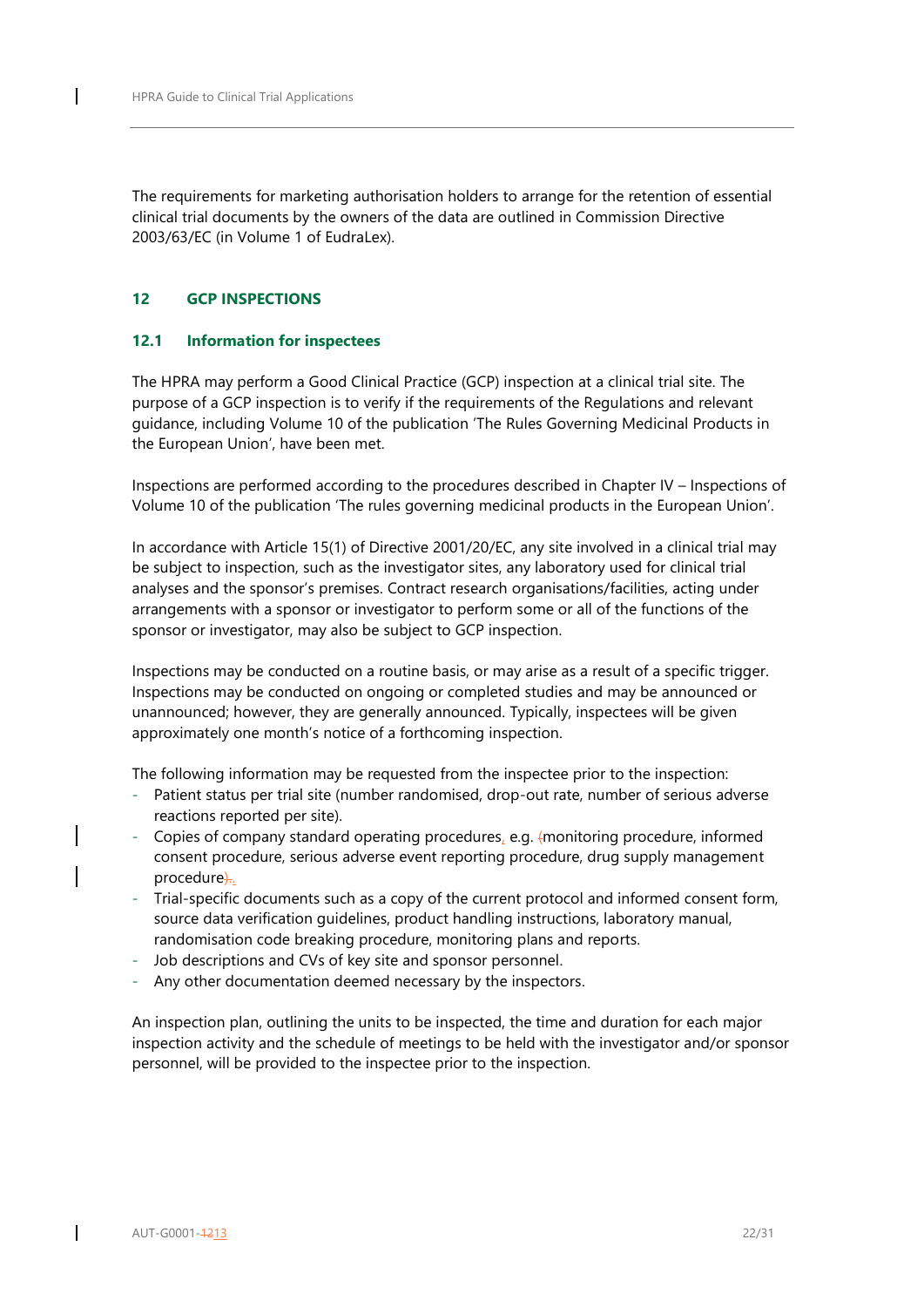The requirements for marketing authorisation holders to arrange for the retention of essential clinical trial documents by the owners of the data are outlined in Commission Directive 2003/63/EC (in Volume 1 of EudraLex).

## 12 GCP INSPECTIONS

### 12.1 Information for inspectees

The HPRA may perform a Good Clinical Practice (GCP) inspection at a clinical trial site. The purpose of a GCP inspection is to verify if the requirements of the Regulations and relevant guidance, including Volume 10 of the publication 'The Rules Governing Medicinal Products in the European Union', have been met.

Inspections are performed according to the procedures described in Chapter IV – Inspections of Volume 10 of the publication 'The rules governing medicinal products in the European Union'.

In accordance with Article 15(1) of Directive 2001/20/EC, any site involved in a clinical trial may be subject to inspection, such as the investigator sites, any laboratory used for clinical trial analyses and the sponsor's premises. Contract research organisations/facilities, acting under arrangements with a sponsor or investigator to perform some or all of the functions of the sponsor or investigator, may also be subject to GCP inspection.

Inspections may be conducted on a routine basis, or may arise as a result of a specific trigger. Inspections may be conducted on ongoing or completed studies and may be announced or unannounced; however, they are generally announced. Typically, inspectees will be given approximately one month's notice of a forthcoming inspection.

The following information may be requested from the inspectee prior to the inspection:

- Patient status per trial site (number randomised, drop-out rate, number of serious adverse reactions reported per site).
- Copies of company standard operating procedures, e.g. monitoring procedure, informed consent procedure, serious adverse event reporting procedure, drug supply management procedure.
- Trial-specific documents such as a copy of the current protocol and informed consent form, source data verification guidelines, product handling instructions, laboratory manual, randomisation code breaking procedure, monitoring plans and reports.
- Job descriptions and CVs of key site and sponsor personnel.
- Any other documentation deemed necessary by the inspectors.

An inspection plan, outlining the units to be inspected, the time and duration for each major inspection activity and the schedule of meetings to be held with the investigator and/or sponsor personnel, will be provided to the inspectee prior to the inspection.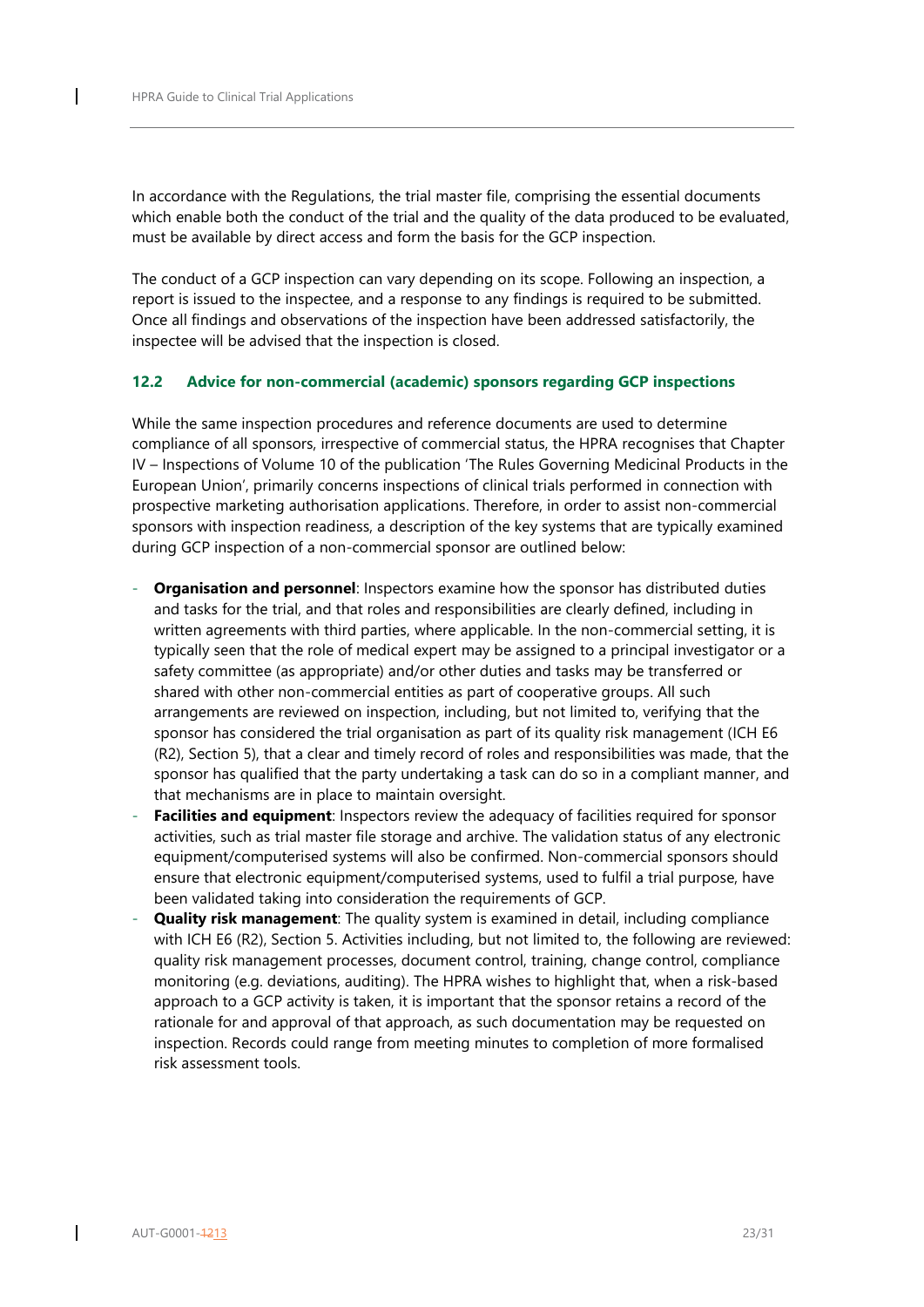In accordance with the Regulations, the trial master file, comprising the essential documents which enable both the conduct of the trial and the quality of the data produced to be evaluated, must be available by direct access and form the basis for the GCP inspection.

The conduct of a GCP inspection can vary depending on its scope. Following an inspection, a report is issued to the inspectee, and a response to any findings is required to be submitted. Once all findings and observations of the inspection have been addressed satisfactorily, the inspectee will be advised that the inspection is closed.

### 12.2 Advice for non-commercial (academic) sponsors regarding GCP inspections

While the same inspection procedures and reference documents are used to determine compliance of all sponsors, irrespective of commercial status, the HPRA recognises that Chapter IV – Inspections of Volume 10 of the publication 'The Rules Governing Medicinal Products in the European Union', primarily concerns inspections of clinical trials performed in connection with prospective marketing authorisation applications. Therefore, in order to assist non-commercial sponsors with inspection readiness, a description of the key systems that are typically examined during GCP inspection of a non-commercial sponsor are outlined below:

- **Organisation and personnel**: Inspectors examine how the sponsor has distributed duties and tasks for the trial, and that roles and responsibilities are clearly defined, including in written agreements with third parties, where applicable. In the non-commercial setting, it is typically seen that the role of medical expert may be assigned to a principal investigator or a safety committee (as appropriate) and/or other duties and tasks may be transferred or shared with other non-commercial entities as part of cooperative groups. All such arrangements are reviewed on inspection, including, but not limited to, verifying that the sponsor has considered the trial organisation as part of its quality risk management (ICH E6 (R2), Section 5), that a clear and timely record of roles and responsibilities was made, that the sponsor has qualified that the party undertaking a task can do so in a compliant manner, and that mechanisms are in place to maintain oversight.
- **Facilities and equipment**: Inspectors review the adequacy of facilities required for sponsor activities, such as trial master file storage and archive. The validation status of any electronic equipment/computerised systems will also be confirmed. Non-commercial sponsors should ensure that electronic equipment/computerised systems, used to fulfil a trial purpose, have been validated taking into consideration the requirements of GCP.
- **Quality risk management**: The quality system is examined in detail, including compliance with ICH E6 (R2), Section 5. Activities including, but not limited to, the following are reviewed: quality risk management processes, document control, training, change control, compliance monitoring (e.g. deviations, auditing). The HPRA wishes to highlight that, when a risk-based approach to a GCP activity is taken, it is important that the sponsor retains a record of the rationale for and approval of that approach, as such documentation may be requested on inspection. Records could range from meeting minutes to completion of more formalised risk assessment tools.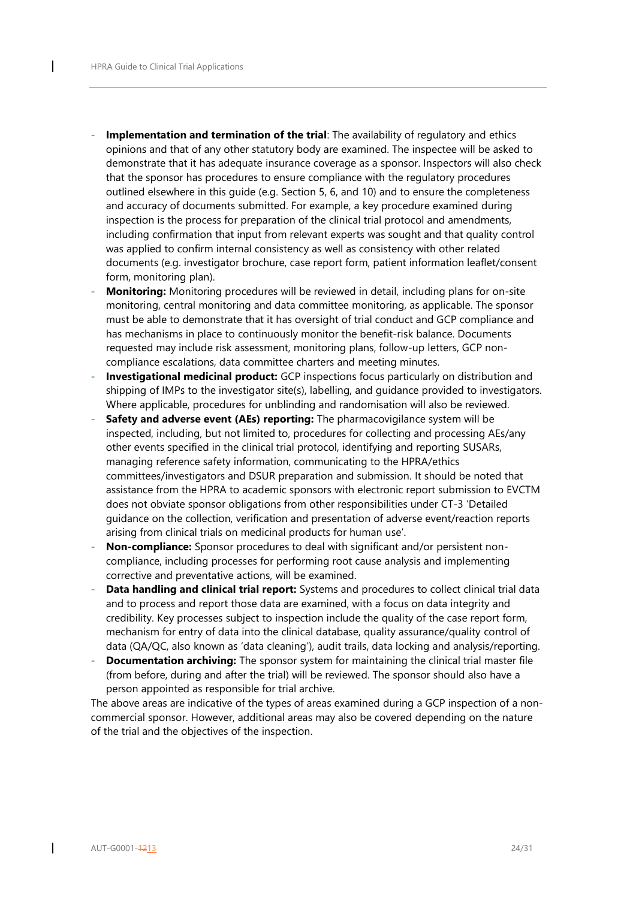- **Implementation and termination of the trial**: The availability of regulatory and ethics opinions and that of any other statutory body are examined. The inspectee will be asked to demonstrate that it has adequate insurance coverage as a sponsor. Inspectors will also check that the sponsor has procedures to ensure compliance with the regulatory procedures outlined elsewhere in this guide (e.g. Section 5, 6, and 10) and to ensure the completeness and accuracy of documents submitted. For example, a key procedure examined during inspection is the process for preparation of the clinical trial protocol and amendments, including confirmation that input from relevant experts was sought and that quality control was applied to confirm internal consistency as well as consistency with other related documents (e.g. investigator brochure, case report form, patient information leaflet/consent form, monitoring plan).
- **Monitoring:** Monitoring procedures will be reviewed in detail, including plans for on-site monitoring, central monitoring and data committee monitoring, as applicable. The sponsor must be able to demonstrate that it has oversight of trial conduct and GCP compliance and has mechanisms in place to continuously monitor the benefit-risk balance. Documents requested may include risk assessment, monitoring plans, follow-up letters, GCP non-compliance escalations, data committee charters and meeting minutes.
- **Investigational medicinal product:** GCP inspections focus particularly on distribution and shipping of IMPs to the investigator site(s), labelling, and guidance provided to investigators. Where applicable, procedures for unblinding and randomisation will also be reviewed.
- **Safety and adverse event (AEs) reporting:** The pharmacovigilance system will be inspected, including, but not limited to, procedures for collecting and processing AEs/any other events specified in the clinical trial protocol, identifying and reporting SUSARs, managing reference safety information, communicating to the HPRA/ethics committees/investigators and DSUR preparation and submission. It should be noted that assistance from the HPRA to academic sponsors with electronic report submission to EVCTM does not obviate sponsor obligations from other responsibilities under CT-3 'Detailed guidance on the collection, verification and presentation of adverse event/reaction reports arising from clinical trials on medicinal products for human use'.
- **Non-compliance:** Sponsor procedures to deal with significant and/or persistent non-compliance, including processes for performing root cause analysis and implementing corrective and preventative actions, will be examined.
- **Data handling and clinical trial report:** Systems and procedures to collect clinical trial data and to process and report those data are examined, with a focus on data integrity and credibility. Key processes subject to inspection include the quality of the case report form, mechanism for entry of data into the clinical database, quality assurance/quality control of data (QA/QC, also known as 'data cleaning'), audit trails, data locking and analysis/reporting.
- **Documentation archiving:** The sponsor system for maintaining the clinical trial master file (from before, during and after the trial) will be reviewed. The sponsor should also have a person appointed as responsible for trial archive.

The above areas are indicative of the types of areas examined during a GCP inspection of a non-commercial sponsor. However, additional areas may also be covered depending on the nature of the trial and the objectives of the inspection.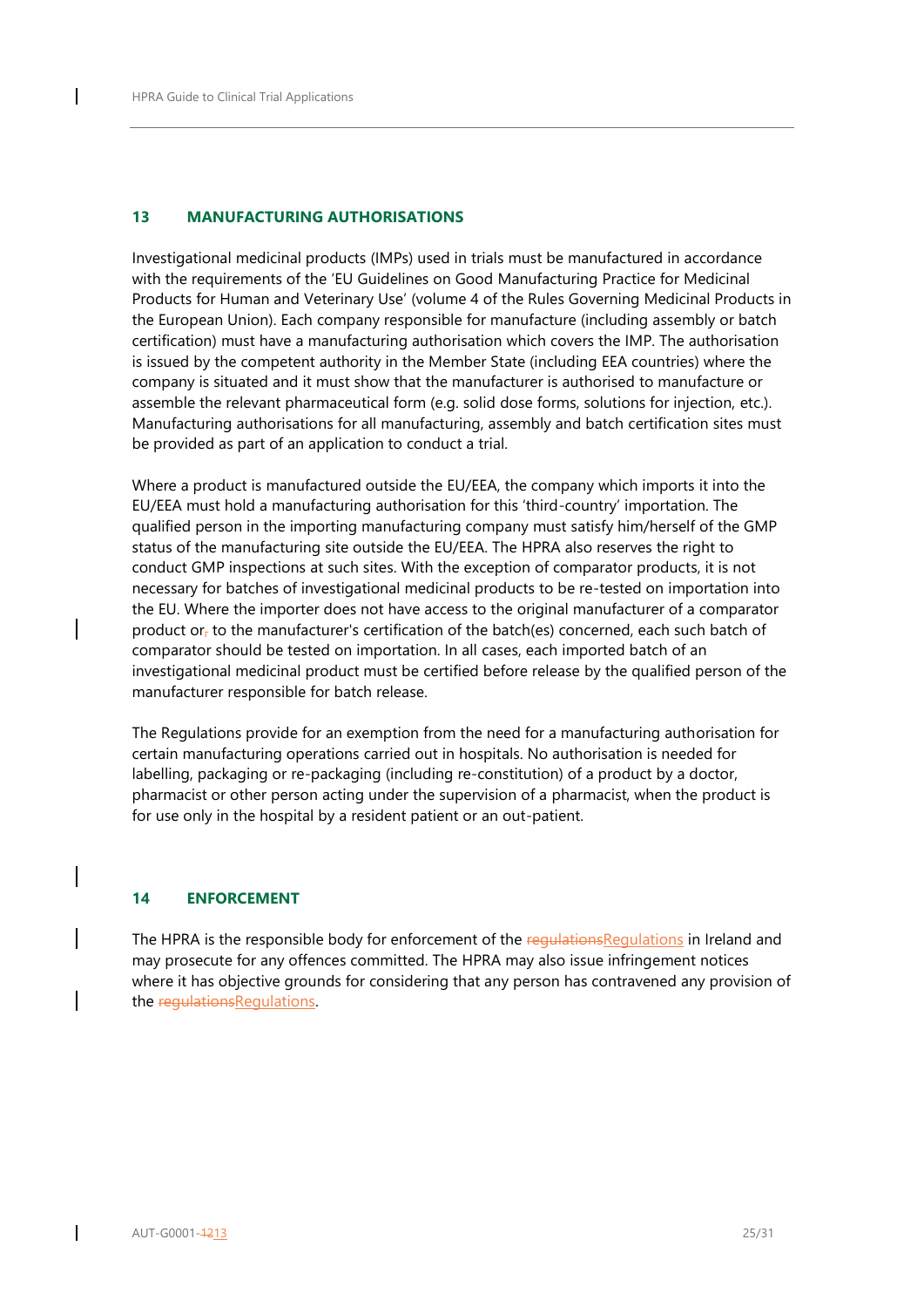## 13 MANUFACTURING AUTHORISATIONS

Investigational medicinal products (IMPs) used in trials must be manufactured in accordance with the requirements of the 'EU Guidelines on Good Manufacturing Practice for Medicinal Products for Human and Veterinary Use' (volume 4 of the Rules Governing Medicinal Products in the European Union). Each company responsible for manufacture (including assembly or batch certification) must have a manufacturing authorisation which covers the IMP. The authorisation is issued by the competent authority in the Member State (including EEA countries) where the company is situated and it must show that the manufacturer is authorised to manufacture or assemble the relevant pharmaceutical form (e.g. solid dose forms, solutions for injection, etc.). Manufacturing authorisations for all manufacturing, assembly and batch certification sites must be provided as part of an application to conduct a trial.

Where a product is manufactured outside the EU/EEA, the company which imports it into the EU/EEA must hold a manufacturing authorisation for this 'third-country' importation. The qualified person in the importing manufacturing company must satisfy him/herself of the GMP status of the manufacturing site outside the EU/EEA. The HPRA also reserves the right to conduct GMP inspections at such sites. With the exception of comparator products, it is not necessary for batches of investigational medicinal products to be re-tested on importation into the EU. Where the importer does not have access to the original manufacturer of a comparator product or to the manufacturer's certification of the batch(es) concerned, each such batch of comparator should be tested on importation. In all cases, each imported batch of an investigational medicinal product must be certified before release by the qualified person of the manufacturer responsible for batch release.

The Regulations provide for an exemption from the need for a manufacturing authorisation for certain manufacturing operations carried out in hospitals. No authorisation is needed for labelling, packaging or re-packaging (including re-constitution) of a product by a doctor, pharmacist or other person acting under the supervision of a pharmacist, when the product is for use only in the hospital by a resident patient or an out-patient.

## 14 ENFORCEMENT

The HPRA is the responsible body for enforcement of the Regulations in Ireland and may prosecute for any offences committed. The HPRA may also issue infringement notices where it has objective grounds for considering that any person has contravened any provision of the Regulations.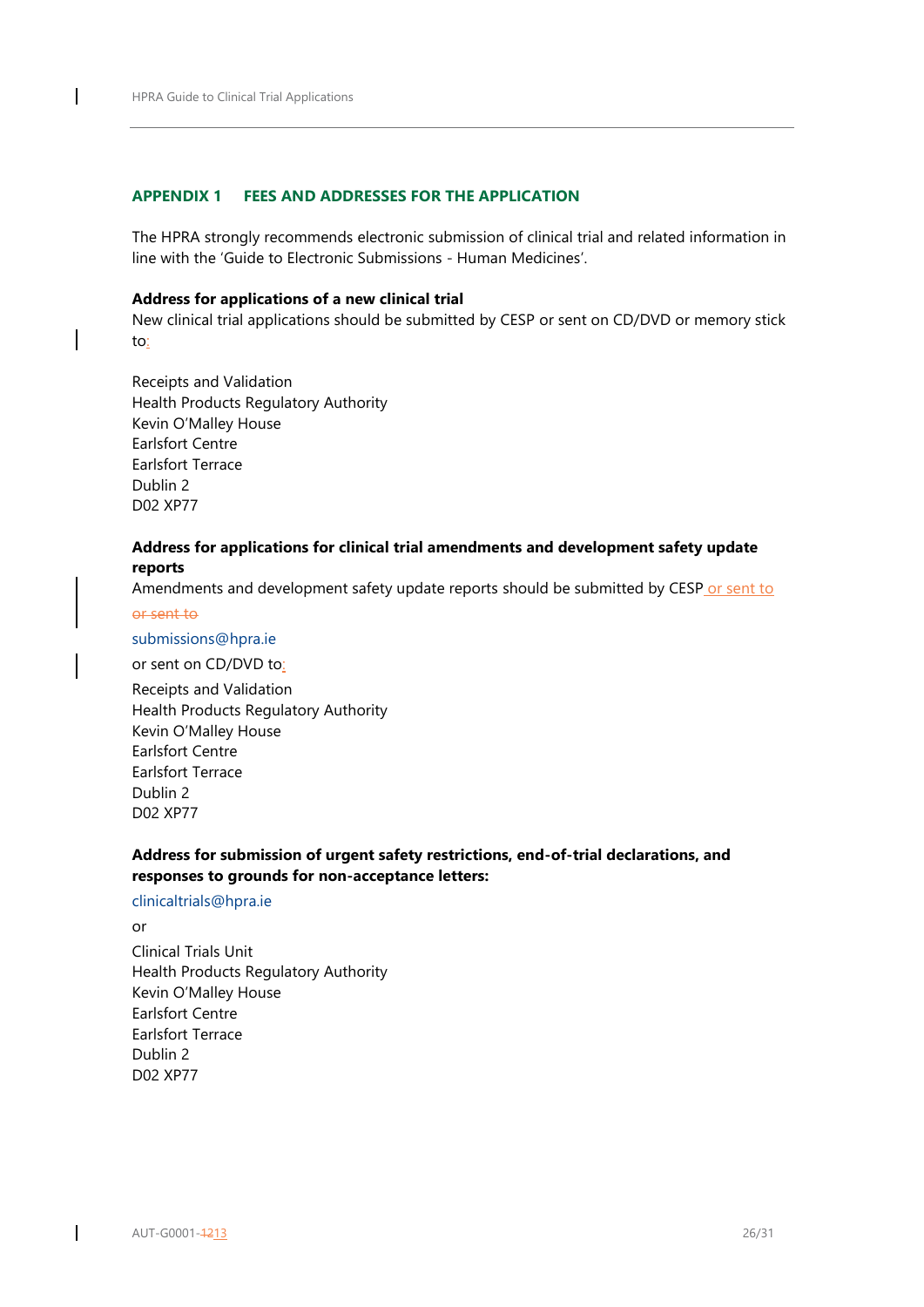## APPENDIX 1 FEES AND ADDRESSES FOR THE APPLICATION

The HPRA strongly recommends electronic submission of clinical trial and related information in line with the 'Guide to Electronic Submissions - Human Medicines'.

**Address for applications of a new clinical trial**

New clinical trial applications should be submitted by CESP or sent on CD/DVD or memory stick to:

Receipts and Validation
Health Products Regulatory Authority
Kevin O'Malley House
Earlsfort Centre
Earlsfort Terrace
Dublin 2
D02 XP77

**Address for applications for clinical trial amendments and development safety update reports**

Amendments and development safety update reports should be submitted by CESP or sent to

~~or sent to~~

submissions@hpra.ie

or sent on CD/DVD to:

Receipts and Validation
Health Products Regulatory Authority
Kevin O'Malley House
Earlsfort Centre
Earlsfort Terrace
Dublin 2
D02 XP77

**Address for submission of urgent safety restrictions, end-of-trial declarations, and responses to grounds for non-acceptance letters:**

clinicaltrials@hpra.ie

or

Clinical Trials Unit
Health Products Regulatory Authority
Kevin O'Malley House
Earlsfort Centre
Earlsfort Terrace
Dublin 2
D02 XP77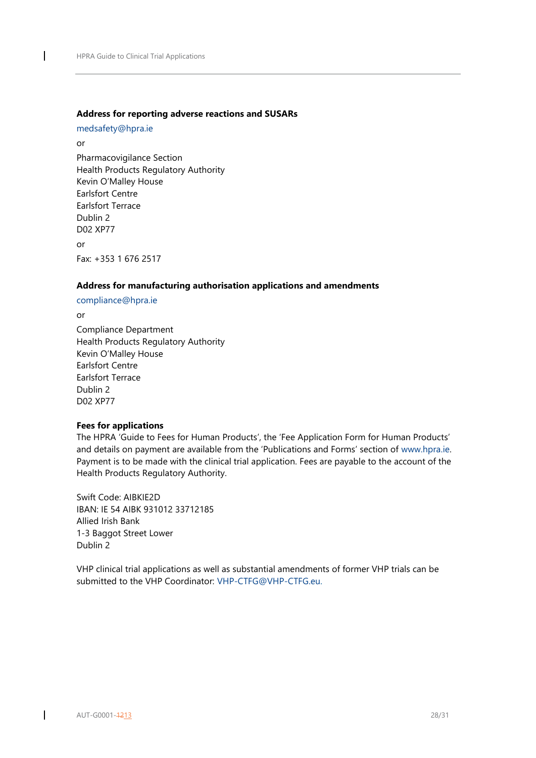**Address for reporting adverse reactions and SUSARs**

medsafety@hpra.ie

or

Pharmacovigilance Section
Health Products Regulatory Authority
Kevin O'Malley House
Earlsfort Centre
Earlsfort Terrace
Dublin 2
D02 XP77

or

Fax: +353 1 676 2517

**Address for manufacturing authorisation applications and amendments**

compliance@hpra.ie

or

Compliance Department
Health Products Regulatory Authority
Kevin O'Malley House
Earlsfort Centre
Earlsfort Terrace
Dublin 2
D02 XP77

**Fees for applications**

The HPRA 'Guide to Fees for Human Products', the 'Fee Application Form for Human Products' and details on payment are available from the 'Publications and Forms' section of www.hpra.ie. Payment is to be made with the clinical trial application. Fees are payable to the account of the Health Products Regulatory Authority.

Swift Code: AIBKIE2D
IBAN: IE 54 AIBK 931012 33712185
Allied Irish Bank
1-3 Baggot Street Lower
Dublin 2

VHP clinical trial applications as well as substantial amendments of former VHP trials can be submitted to the VHP Coordinator: VHP-CTFG@VHP-CTFG.eu.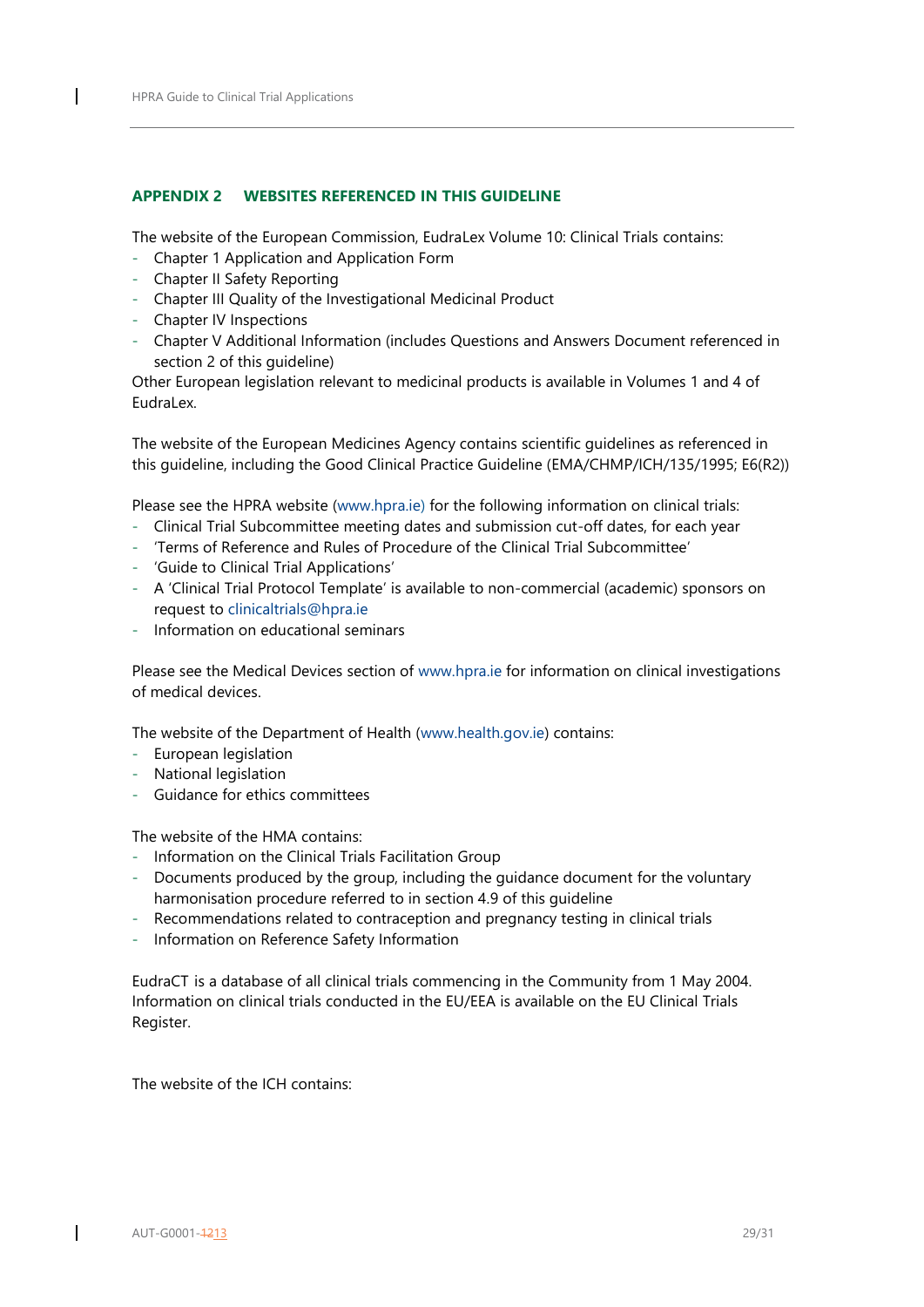## APPENDIX 2 WEBSITES REFERENCED IN THIS GUIDELINE

The website of the European Commission, EudraLex Volume 10: Clinical Trials contains:

- Chapter 1 Application and Application Form
- Chapter II Safety Reporting
- Chapter III Quality of the Investigational Medicinal Product
- Chapter IV Inspections
- Chapter V Additional Information (includes Questions and Answers Document referenced in section 2 of this guideline)

Other European legislation relevant to medicinal products is available in Volumes 1 and 4 of EudraLex.

The website of the European Medicines Agency contains scientific guidelines as referenced in this guideline, including the Good Clinical Practice Guideline (EMA/CHMP/ICH/135/1995; E6(R2))

Please see the HPRA website (www.hpra.ie) for the following information on clinical trials:

- Clinical Trial Subcommittee meeting dates and submission cut-off dates, for each year
- 'Terms of Reference and Rules of Procedure of the Clinical Trial Subcommittee'
- 'Guide to Clinical Trial Applications'
- A 'Clinical Trial Protocol Template' is available to non-commercial (academic) sponsors on request to clinicaltrials@hpra.ie
- Information on educational seminars

Please see the Medical Devices section of www.hpra.ie for information on clinical investigations of medical devices.

The website of the Department of Health (www.health.gov.ie) contains:

- European legislation
- National legislation
- Guidance for ethics committees

The website of the HMA contains:

- Information on the Clinical Trials Facilitation Group
- Documents produced by the group, including the guidance document for the voluntary harmonisation procedure referred to in section 4.9 of this guideline
- Recommendations related to contraception and pregnancy testing in clinical trials
- Information on Reference Safety Information

EudraCT is a database of all clinical trials commencing in the Community from 1 May 2004. Information on clinical trials conducted in the EU/EEA is available on the EU Clinical Trials Register.

The website of the ICH contains: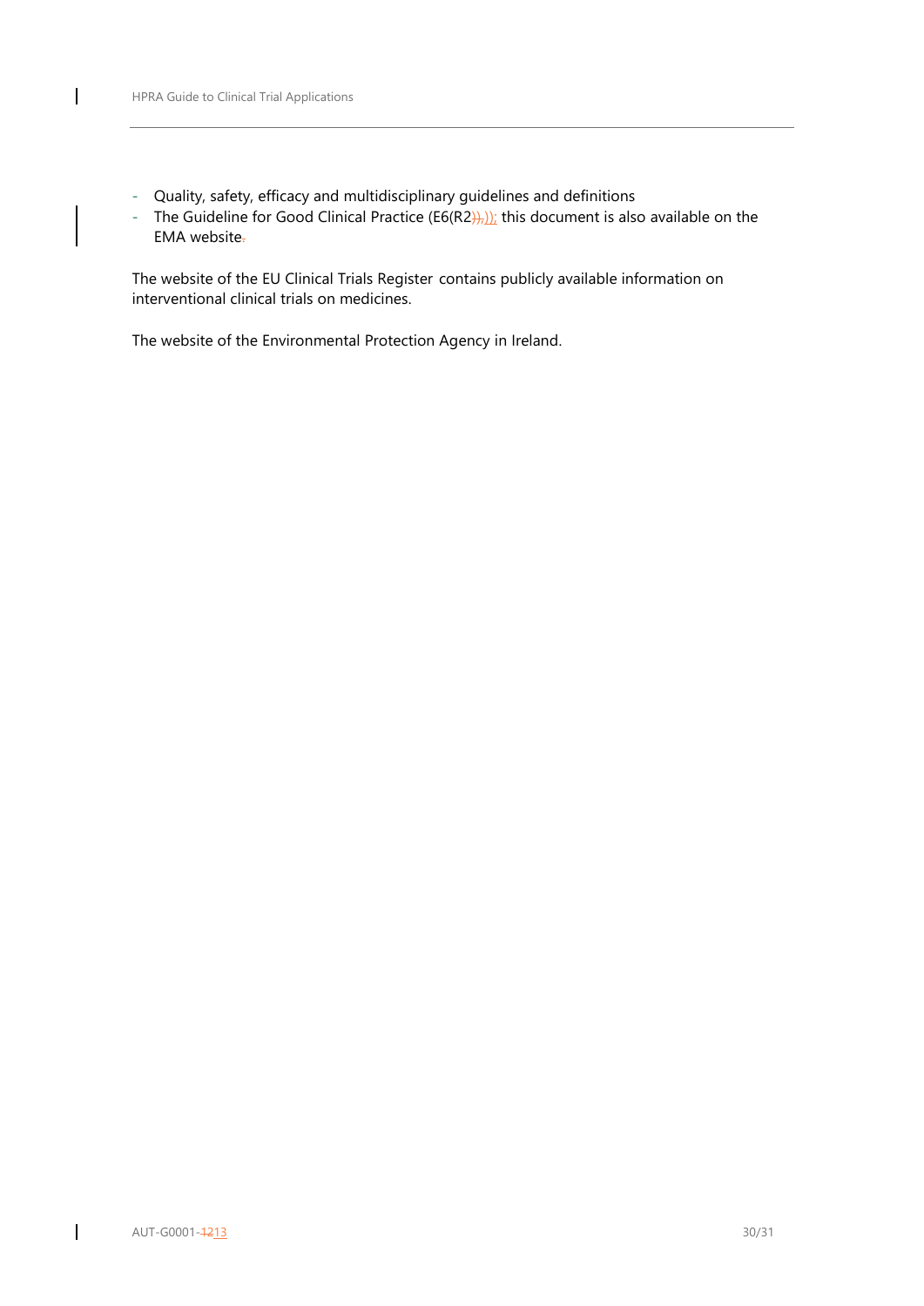- Quality, safety, efficacy and multidisciplinary guidelines and definitions
- The Guideline for Good Clinical Practice (E6(R2)); this document is also available on the EMA website

The website of the EU Clinical Trials Register contains publicly available information on interventional clinical trials on medicines.

The website of the Environmental Protection Agency in Ireland.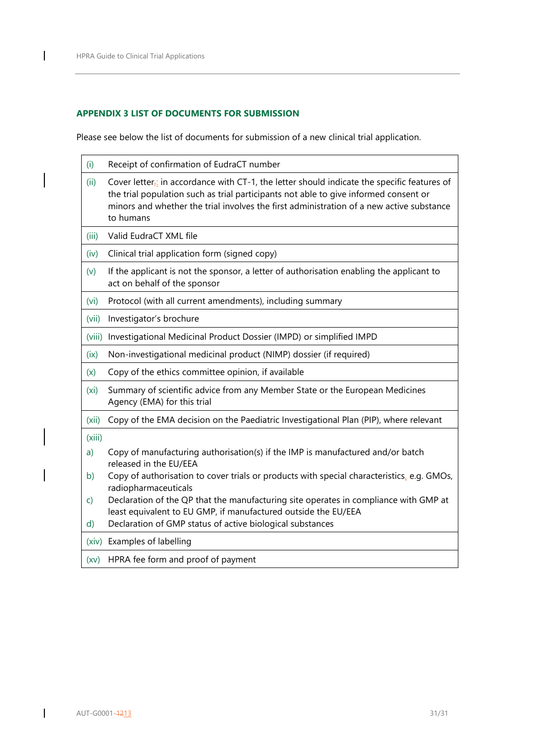## APPENDIX 3 LIST OF DOCUMENTS FOR SUBMISSION

Please see below the list of documents for submission of a new clinical trial application.

| | |
|---|---|
| (i) | Receipt of confirmation of EudraCT number |
| (ii) | Cover letter; in accordance with CT-1, the letter should indicate the specific features of the trial population such as trial participants not able to give informed consent or minors and whether the trial involves the first administration of a new active substance to humans |
| (iii) | Valid EudraCT XML file |
| (iv) | Clinical trial application form (signed copy) |
| (v) | If the applicant is not the sponsor, a letter of authorisation enabling the applicant to act on behalf of the sponsor |
| (vi) | Protocol (with all current amendments), including summary |
| (vii) | Investigator's brochure |
| (viii) | Investigational Medicinal Product Dossier (IMPD) or simplified IMPD |
| (ix) | Non-investigational medicinal product (NIMP) dossier (if required) |
| (x) | Copy of the ethics committee opinion, if available |
| (xi) | Summary of scientific advice from any Member State or the European Medicines Agency (EMA) for this trial |
| (xii) | Copy of the EMA decision on the Paediatric Investigational Plan (PIP), where relevant |
| (xiii) | |
| a) | Copy of manufacturing authorisation(s) if the IMP is manufactured and/or batch released in the EU/EEA |
| b) | Copy of authorisation to cover trials or products with special characteristics, e.g. GMOs, radiopharmaceuticals |
| c) | Declaration of the QP that the manufacturing site operates in compliance with GMP at least equivalent to EU GMP, if manufactured outside the EU/EEA |
| d) | Declaration of GMP status of active biological substances |
| (xiv) | Examples of labelling |
| (xv) | HPRA fee form and proof of payment |